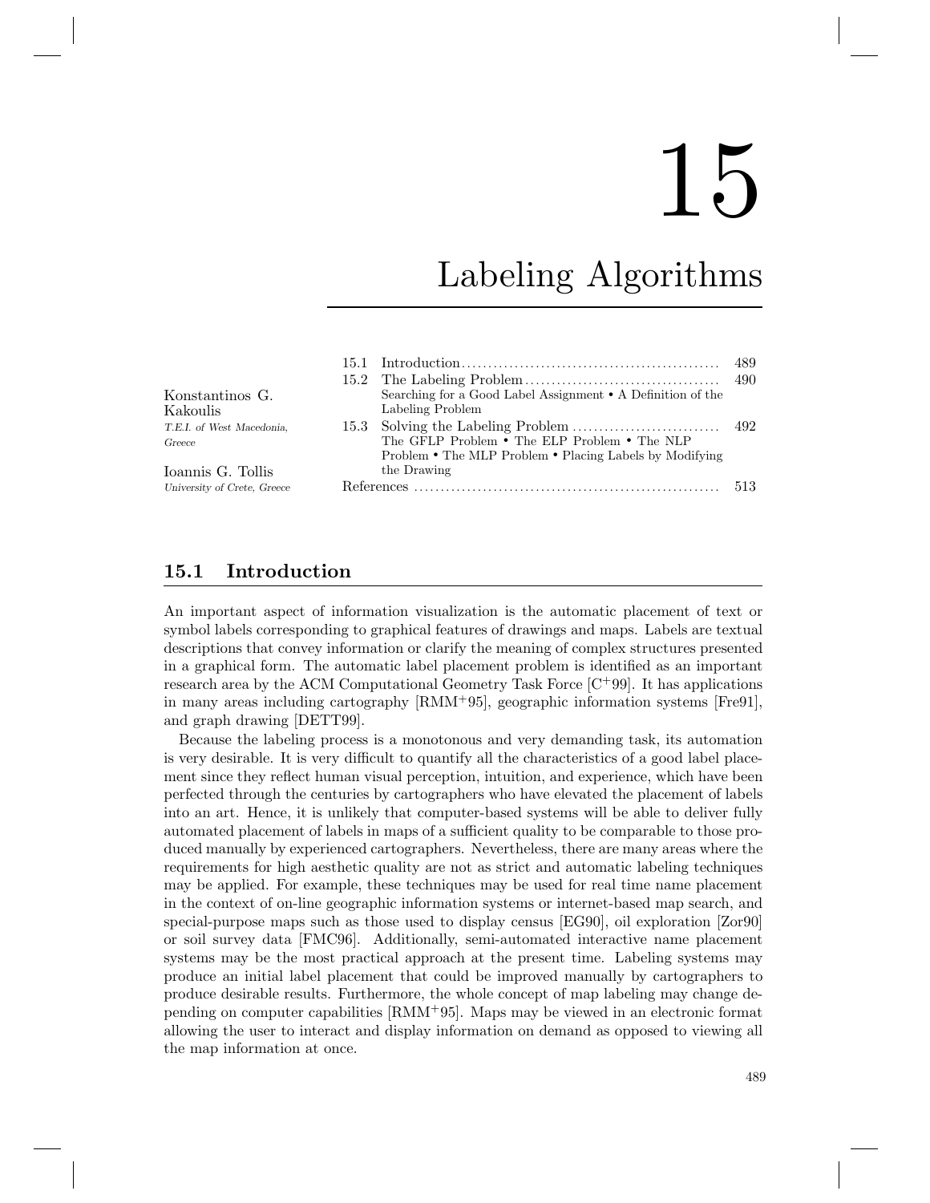# 15

# Labeling Algorithms

Konstantinos G. Kakoulis
*T.E.I. of West Macedonia, Greece*

Ioannis G. Tollis
*University of Crete, Greece*

| | | |
|---|---|---|
| 15.1 | Introduction | 489 |
| 15.2 | The Labeling Problem<br>Searching for a Good Label Assignment • A Definition of the Labeling Problem | 490 |
| 15.3 | Solving the Labeling Problem<br>The GFLP Problem • The ELP Problem • The NLP Problem • The MLP Problem • Placing Labels by Modifying the Drawing | 492 |
| | References | 513 |

## 15.1 Introduction

An important aspect of information visualization is the automatic placement of text or symbol labels corresponding to graphical features of drawings and maps. Labels are textual descriptions that convey information or clarify the meaning of complex structures presented in a graphical form. The automatic label placement problem is identified as an important research area by the ACM Computational Geometry Task Force [C+99]. It has applications in many areas including cartography [RMM+95], geographic information systems [Fre91], and graph drawing [DETT99].

Because the labeling process is a monotonous and very demanding task, its automation is very desirable. It is very difficult to quantify all the characteristics of a good label placement since they reflect human visual perception, intuition, and experience, which have been perfected through the centuries by cartographers who have elevated the placement of labels into an art. Hence, it is unlikely that computer-based systems will be able to deliver fully automated placement of labels in maps of a sufficient quality to be comparable to those produced manually by experienced cartographers. Nevertheless, there are many areas where the requirements for high aesthetic quality are not as strict and automatic labeling techniques may be applied. For example, these techniques may be used for real time name placement in the context of on-line geographic information systems or internet-based map search, and special-purpose maps such as those used to display census [EG90], oil exploration [Zor90] or soil survey data [FMC96]. Additionally, semi-automated interactive name placement systems may be the most practical approach at the present time. Labeling systems may produce an initial label placement that could be improved manually by cartographers to produce desirable results. Furthermore, the whole concept of map labeling may change depending on computer capabilities [RMM+95]. Maps may be viewed in an electronic format allowing the user to interact and display information on demand as opposed to viewing all the map information at once.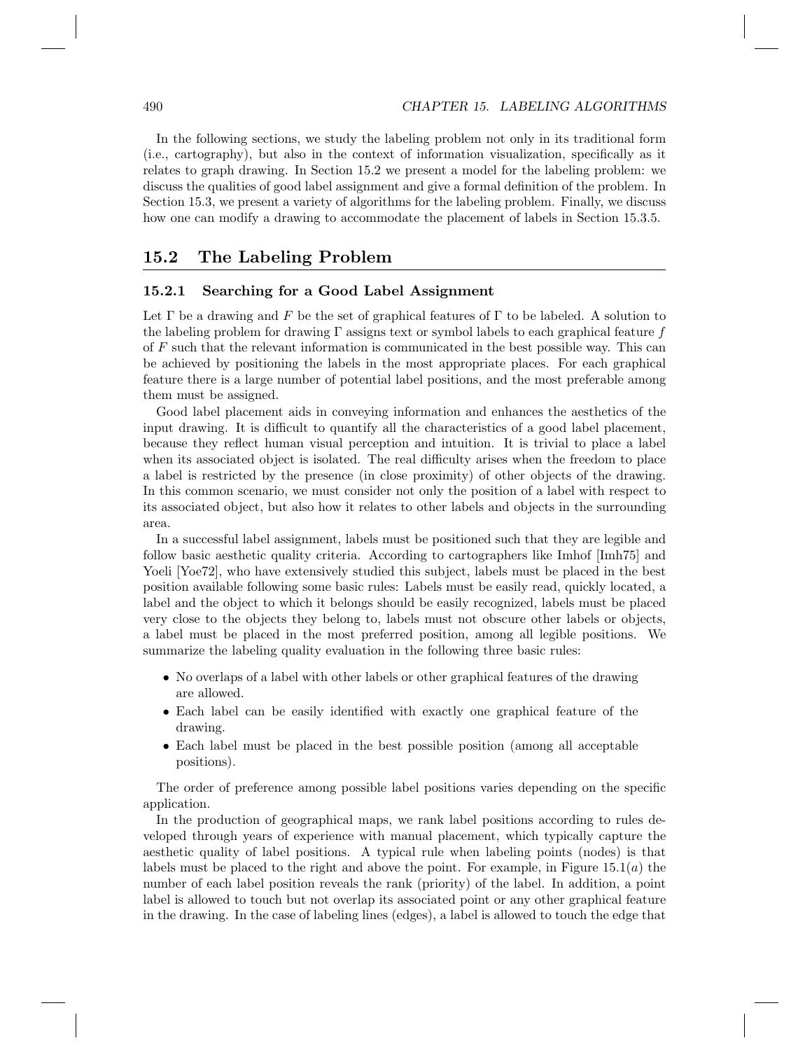In the following sections, we study the labeling problem not only in its traditional form (i.e., cartography), but also in the context of information visualization, specifically as it relates to graph drawing. In Section 15.2 we present a model for the labeling problem: we discuss the qualities of good label assignment and give a formal definition of the problem. In Section 15.3, we present a variety of algorithms for the labeling problem. Finally, we discuss how one can modify a drawing to accommodate the placement of labels in Section 15.3.5.

## 15.2 The Labeling Problem

### 15.2.1 Searching for a Good Label Assignment

Let $\Gamma$ be a drawing and $F$ be the set of graphical features of $\Gamma$ to be labeled. A solution to the labeling problem for drawing $\Gamma$ assigns text or symbol labels to each graphical feature $f$ of $F$ such that the relevant information is communicated in the best possible way. This can be achieved by positioning the labels in the most appropriate places. For each graphical feature there is a large number of potential label positions, and the most preferable among them must be assigned.

Good label placement aids in conveying information and enhances the aesthetics of the input drawing. It is difficult to quantify all the characteristics of a good label placement, because they reflect human visual perception and intuition. It is trivial to place a label when its associated object is isolated. The real difficulty arises when the freedom to place a label is restricted by the presence (in close proximity) of other objects of the drawing. In this common scenario, we must consider not only the position of a label with respect to its associated object, but also how it relates to other labels and objects in the surrounding area.

In a successful label assignment, labels must be positioned such that they are legible and follow basic aesthetic quality criteria. According to cartographers like Imhof [Imh75] and Yoeli [Yoe72], who have extensively studied this subject, labels must be placed in the best position available following some basic rules: Labels must be easily read, quickly located, a label and the object to which it belongs should be easily recognized, labels must be placed very close to the objects they belong to, labels must not obscure other labels or objects, a label must be placed in the most preferred position, among all legible positions. We summarize the labeling quality evaluation in the following three basic rules:

- No overlaps of a label with other labels or other graphical features of the drawing are allowed.
- Each label can be easily identified with exactly one graphical feature of the drawing.
- Each label must be placed in the best possible position (among all acceptable positions).

The order of preference among possible label positions varies depending on the specific application.

In the production of geographical maps, we rank label positions according to rules developed through years of experience with manual placement, which typically capture the aesthetic quality of label positions. A typical rule when labeling points (nodes) is that labels must be placed to the right and above the point. For example, in Figure 15.1($a$) the number of each label position reveals the rank (priority) of the label. In addition, a point label is allowed to touch but not overlap its associated point or any other graphical feature in the drawing. In the case of labeling lines (edges), a label is allowed to touch the edge that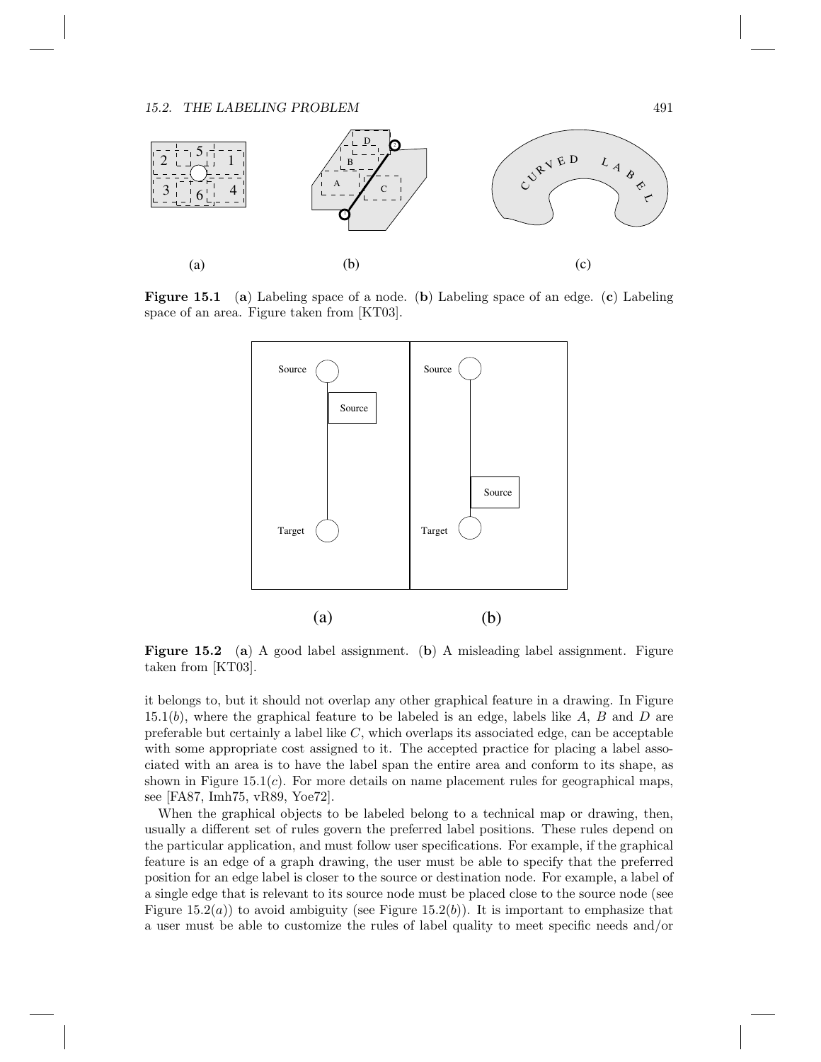**Figure 15.1** (**a**) Labeling space of a node. (**b**) Labeling space of an edge. (**c**) Labeling space of an area. Figure taken from [KT03].

**Figure 15.2** (**a**) A good label assignment. (**b**) A misleading label assignment. Figure taken from [KT03].

it belongs to, but it should not overlap any other graphical feature in a drawing. In Figure 15.1($b$), where the graphical feature to be labeled is an edge, labels like $A$, $B$ and $D$ are preferable but certainly a label like $C$, which overlaps its associated edge, can be acceptable with some appropriate cost assigned to it. The accepted practice for placing a label associated with an area is to have the label span the entire area and conform to its shape, as shown in Figure 15.1($c$). For more details on name placement rules for geographical maps, see [FA87, Imh75, vR89, Yoe72].

When the graphical objects to be labeled belong to a technical map or drawing, then, usually a different set of rules govern the preferred label positions. These rules depend on the particular application, and must follow user specifications. For example, if the graphical feature is an edge of a graph drawing, the user must be able to specify that the preferred position for an edge label is closer to the source or destination node. For example, a label of a single edge that is relevant to its source node must be placed close to the source node (see Figure 15.2($a$)) to avoid ambiguity (see Figure 15.2($b$)). It is important to emphasize that a user must be able to customize the rules of label quality to meet specific needs and/or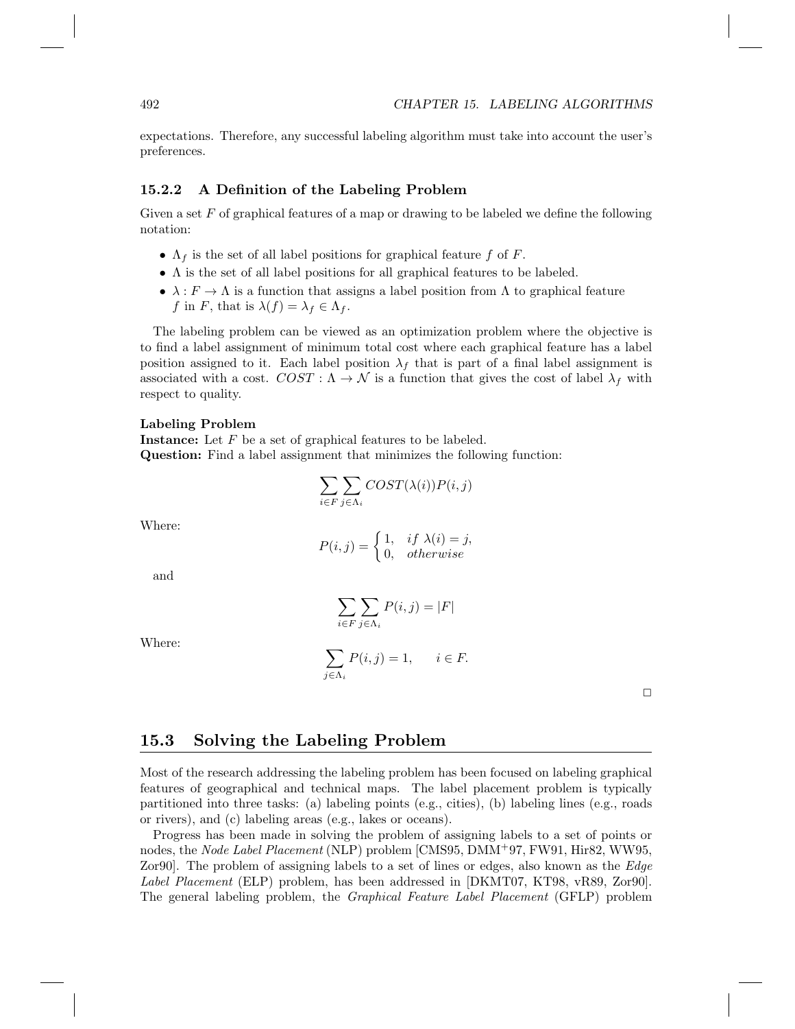expectations. Therefore, any successful labeling algorithm must take into account the user's preferences.

### 15.2.2 A Definition of the Labeling Problem

Given a set $F$ of graphical features of a map or drawing to be labeled we define the following notation:

- $\Lambda_f$ is the set of all label positions for graphical feature $f$ of $F$.
- $\Lambda$ is the set of all label positions for all graphical features to be labeled.
- $\lambda : F \rightarrow \Lambda$ is a function that assigns a label position from $\Lambda$ to graphical feature $f$ in $F$, that is $\lambda(f) = \lambda_f \in \Lambda_f$.

The labeling problem can be viewed as an optimization problem where the objective is to find a label assignment of minimum total cost where each graphical feature has a label position assigned to it. Each label position $\lambda_f$ that is part of a final label assignment is associated with a cost. $COST : \Lambda \rightarrow \mathcal{N}$ is a function that gives the cost of label $\lambda_f$ with respect to quality.

**Labeling Problem**
**Instance:** Let $F$ be a set of graphical features to be labeled.
**Question:** Find a label assignment that minimizes the following function:

$$\sum_{i \in F} \sum_{j \in \Lambda_i} COST(\lambda(i)) P(i,j)$$

Where:

$$P(i,j) = \begin{cases} 1, & if\ \lambda(i) = j, \\ 0, & otherwise \end{cases}$$

and

$$\sum_{i \in F} \sum_{j \in \Lambda_i} P(i,j) = |F|$$

Where:

$$\sum_{j \in \Lambda_i} P(i,j) = 1, \qquad i \in F.$$

□

## 15.3 Solving the Labeling Problem

Most of the research addressing the labeling problem has been focused on labeling graphical features of geographical and technical maps. The label placement problem is typically partitioned into three tasks: (a) labeling points (e.g., cities), (b) labeling lines (e.g., roads or rivers), and (c) labeling areas (e.g., lakes or oceans).

Progress has been made in solving the problem of assigning labels to a set of points or nodes, the *Node Label Placement* (NLP) problem [CMS95, DMM+97, FW91, Hir82, WW95, Zor90]. The problem of assigning labels to a set of lines or edges, also known as the *Edge Label Placement* (ELP) problem, has been addressed in [DKMT07, KT98, vR89, Zor90]. The general labeling problem, the *Graphical Feature Label Placement* (GFLP) problem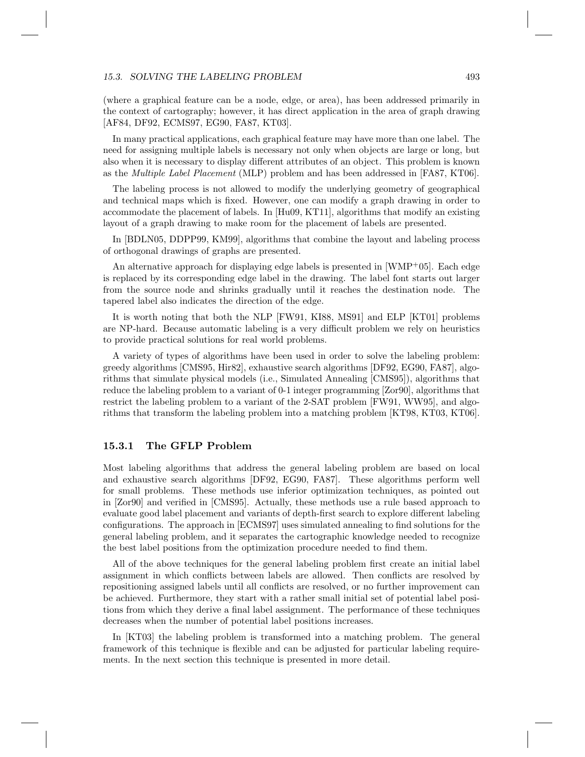(where a graphical feature can be a node, edge, or area), has been addressed primarily in the context of cartography; however, it has direct application in the area of graph drawing [AF84, DF92, ECMS97, EG90, FA87, KT03].

In many practical applications, each graphical feature may have more than one label. The need for assigning multiple labels is necessary not only when objects are large or long, but also when it is necessary to display different attributes of an object. This problem is known as the *Multiple Label Placement* (MLP) problem and has been addressed in [FA87, KT06].

The labeling process is not allowed to modify the underlying geometry of geographical and technical maps which is fixed. However, one can modify a graph drawing in order to accommodate the placement of labels. In [Hu09, KT11], algorithms that modify an existing layout of a graph drawing to make room for the placement of labels are presented.

In [BDLN05, DDPP99, KM99], algorithms that combine the layout and labeling process of orthogonal drawings of graphs are presented.

An alternative approach for displaying edge labels is presented in [WMP+05]. Each edge is replaced by its corresponding edge label in the drawing. The label font starts out larger from the source node and shrinks gradually until it reaches the destination node. The tapered label also indicates the direction of the edge.

It is worth noting that both the NLP [FW91, KI88, MS91] and ELP [KT01] problems are NP-hard. Because automatic labeling is a very difficult problem we rely on heuristics to provide practical solutions for real world problems.

A variety of types of algorithms have been used in order to solve the labeling problem: greedy algorithms [CMS95, Hir82], exhaustive search algorithms [DF92, EG90, FA87], algorithms that simulate physical models (i.e., Simulated Annealing [CMS95]), algorithms that reduce the labeling problem to a variant of 0-1 integer programming [Zor90], algorithms that restrict the labeling problem to a variant of the 2-SAT problem [FW91, WW95], and algorithms that transform the labeling problem into a matching problem [KT98, KT03, KT06].

### 15.3.1 The GFLP Problem

Most labeling algorithms that address the general labeling problem are based on local and exhaustive search algorithms [DF92, EG90, FA87]. These algorithms perform well for small problems. These methods use inferior optimization techniques, as pointed out in [Zor90] and verified in [CMS95]. Actually, these methods use a rule based approach to evaluate good label placement and variants of depth-first search to explore different labeling configurations. The approach in [ECMS97] uses simulated annealing to find solutions for the general labeling problem, and it separates the cartographic knowledge needed to recognize the best label positions from the optimization procedure needed to find them.

All of the above techniques for the general labeling problem first create an initial label assignment in which conflicts between labels are allowed. Then conflicts are resolved by repositioning assigned labels until all conflicts are resolved, or no further improvement can be achieved. Furthermore, they start with a rather small initial set of potential label positions from which they derive a final label assignment. The performance of these techniques decreases when the number of potential label positions increases.

In [KT03] the labeling problem is transformed into a matching problem. The general framework of this technique is flexible and can be adjusted for particular labeling requirements. In the next section this technique is presented in more detail.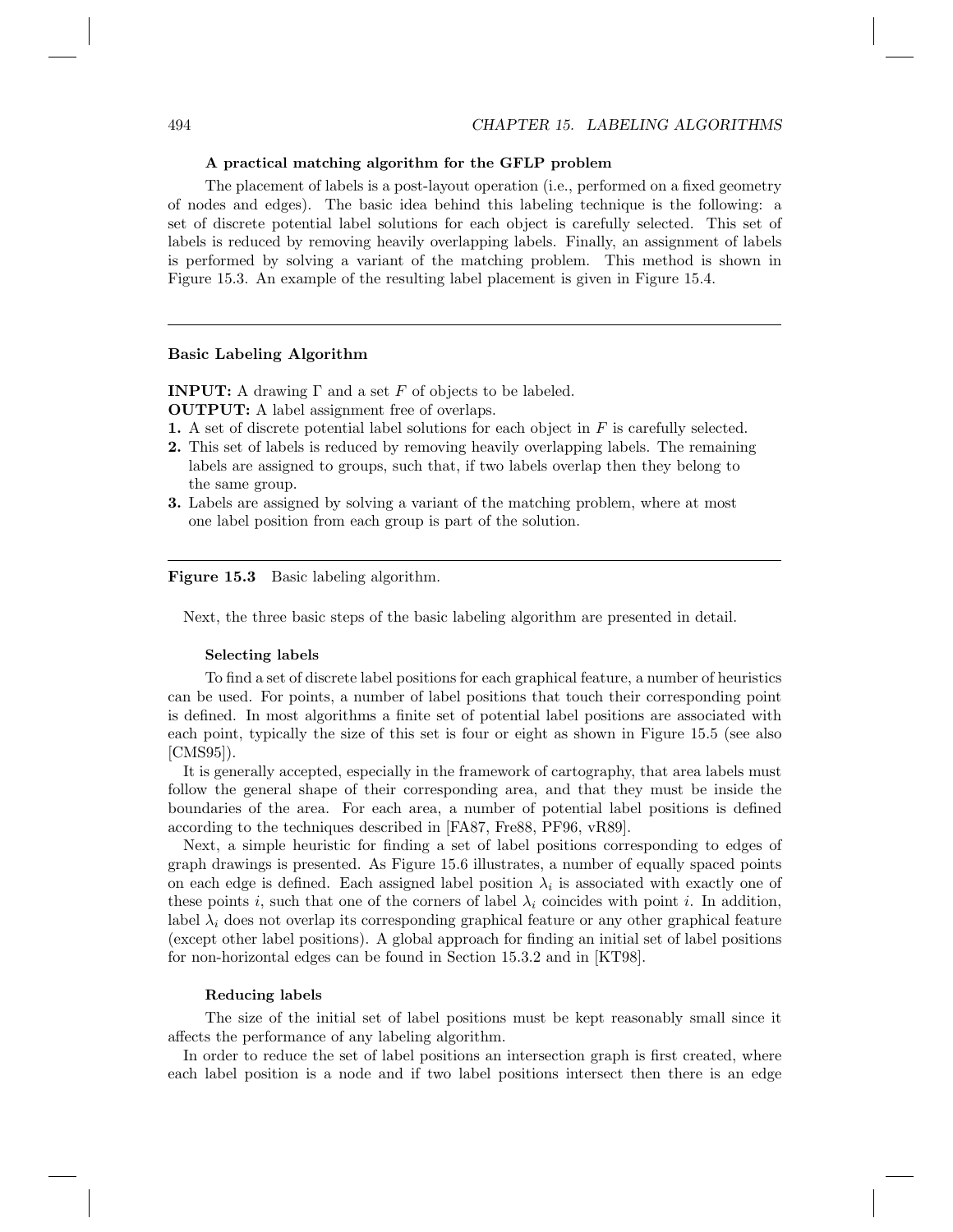#### A practical matching algorithm for the GFLP problem

The placement of labels is a post-layout operation (i.e., performed on a fixed geometry of nodes and edges). The basic idea behind this labeling technique is the following: a set of discrete potential label solutions for each object is carefully selected. This set of labels is reduced by removing heavily overlapping labels. Finally, an assignment of labels is performed by solving a variant of the matching problem. This method is shown in Figure 15.3. An example of the resulting label placement is given in Figure 15.4.

---

**Basic Labeling Algorithm**

**INPUT:** A drawing $\Gamma$ and a set $F$ of objects to be labeled.
**OUTPUT:** A label assignment free of overlaps.

1. A set of discrete potential label solutions for each object in $F$ is carefully selected.
2. This set of labels is reduced by removing heavily overlapping labels. The remaining labels are assigned to groups, such that, if two labels overlap then they belong to the same group.
3. Labels are assigned by solving a variant of the matching problem, where at most one label position from each group is part of the solution.

---

**Figure 15.3** Basic labeling algorithm.

Next, the three basic steps of the basic labeling algorithm are presented in detail.

#### Selecting labels

To find a set of discrete label positions for each graphical feature, a number of heuristics can be used. For points, a number of label positions that touch their corresponding point is defined. In most algorithms a finite set of potential label positions are associated with each point, typically the size of this set is four or eight as shown in Figure 15.5 (see also [CMS95]).

It is generally accepted, especially in the framework of cartography, that area labels must follow the general shape of their corresponding area, and that they must be inside the boundaries of the area. For each area, a number of potential label positions is defined according to the techniques described in [FA87, Fre88, PF96, vR89].

Next, a simple heuristic for finding a set of label positions corresponding to edges of graph drawings is presented. As Figure 15.6 illustrates, a number of equally spaced points on each edge is defined. Each assigned label position $\lambda_i$ is associated with exactly one of these points $i$, such that one of the corners of label $\lambda_i$ coincides with point $i$. In addition, label $\lambda_i$ does not overlap its corresponding graphical feature or any other graphical feature (except other label positions). A global approach for finding an initial set of label positions for non-horizontal edges can be found in Section 15.3.2 and in [KT98].

#### Reducing labels

The size of the initial set of label positions must be kept reasonably small since it affects the performance of any labeling algorithm.

In order to reduce the set of label positions an intersection graph is first created, where each label position is a node and if two label positions intersect then there is an edge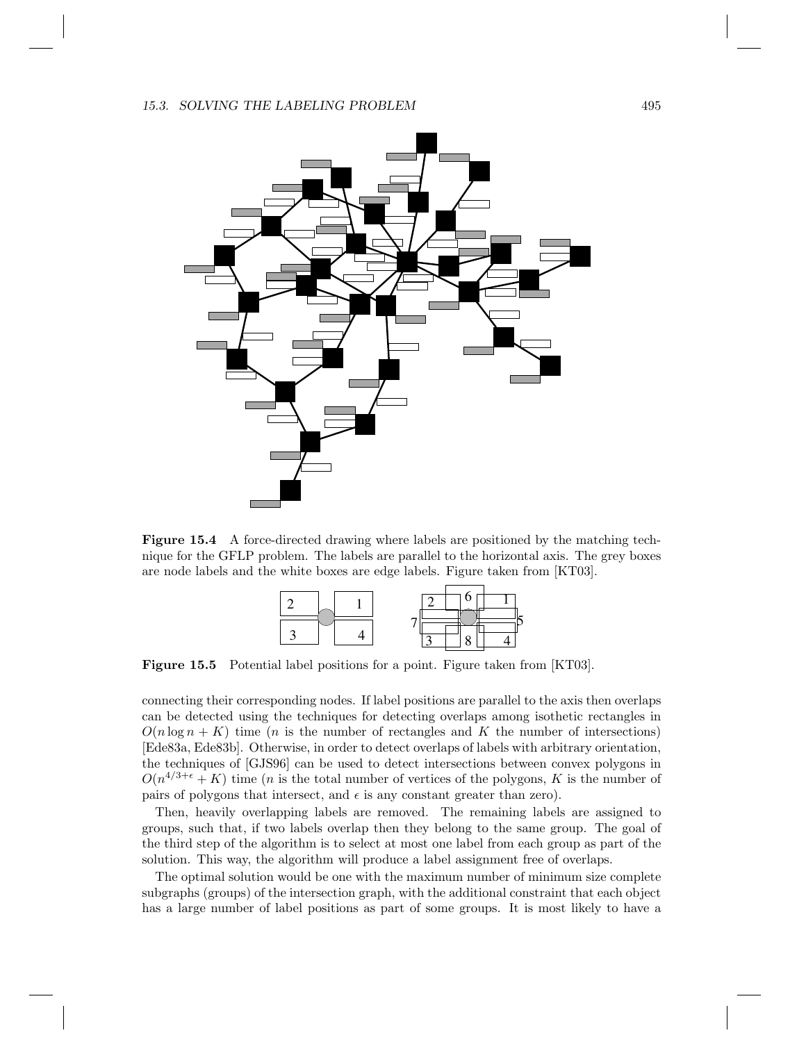**Figure 15.4** A force-directed drawing where labels are positioned by the matching technique for the GFLP problem. The labels are parallel to the horizontal axis. The grey boxes are node labels and the white boxes are edge labels. Figure taken from [KT03].

**Figure 15.5** Potential label positions for a point. Figure taken from [KT03].

connecting their corresponding nodes. If label positions are parallel to the axis then overlaps can be detected using the techniques for detecting overlaps among isothetic rectangles in $O(n \log n + K)$ time ($n$ is the number of rectangles and $K$ the number of intersections) [Ede83a, Ede83b]. Otherwise, in order to detect overlaps of labels with arbitrary orientation, the techniques of [GJS96] can be used to detect intersections between convex polygons in $O(n^{4/3+\epsilon} + K)$ time ($n$ is the total number of vertices of the polygons, $K$ is the number of pairs of polygons that intersect, and $\epsilon$ is any constant greater than zero).

Then, heavily overlapping labels are removed. The remaining labels are assigned to groups, such that, if two labels overlap then they belong to the same group. The goal of the third step of the algorithm is to select at most one label from each group as part of the solution. This way, the algorithm will produce a label assignment free of overlaps.

The optimal solution would be one with the maximum number of minimum size complete subgraphs (groups) of the intersection graph, with the additional constraint that each object has a large number of label positions as part of some groups. It is most likely to have a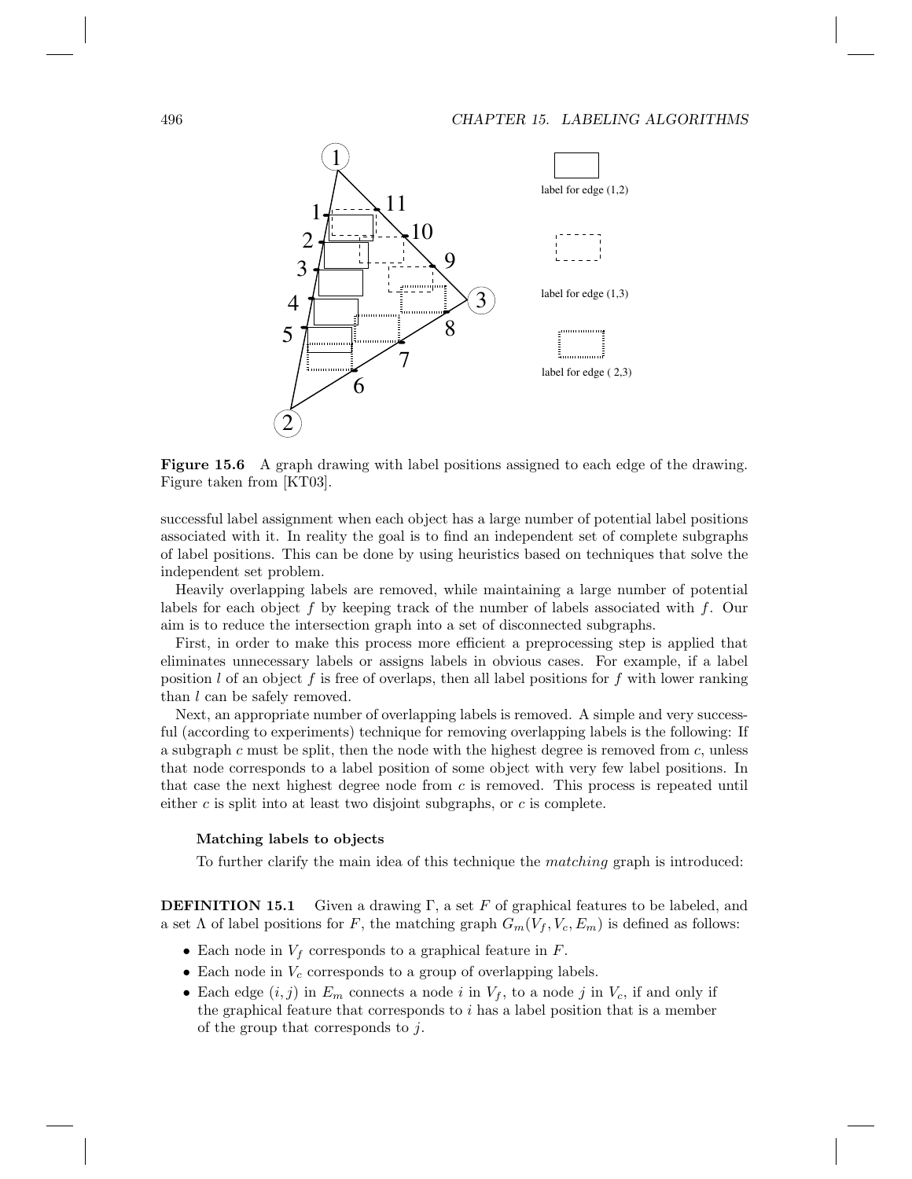label for edge (1,2)

label for edge (1,3)

label for edge ( 2,3)

**Figure 15.6** A graph drawing with label positions assigned to each edge of the drawing. Figure taken from [KT03].

successful label assignment when each object has a large number of potential label positions associated with it. In reality the goal is to find an independent set of complete subgraphs of label positions. This can be done by using heuristics based on techniques that solve the independent set problem.

Heavily overlapping labels are removed, while maintaining a large number of potential labels for each object $f$ by keeping track of the number of labels associated with $f$. Our aim is to reduce the intersection graph into a set of disconnected subgraphs.

First, in order to make this process more efficient a preprocessing step is applied that eliminates unnecessary labels or assigns labels in obvious cases. For example, if a label position $l$ of an object $f$ is free of overlaps, then all label positions for $f$ with lower ranking than $l$ can be safely removed.

Next, an appropriate number of overlapping labels is removed. A simple and very successful (according to experiments) technique for removing overlapping labels is the following: If a subgraph $c$ must be split, then the node with the highest degree is removed from $c$, unless that node corresponds to a label position of some object with very few label positions. In that case the next highest degree node from $c$ is removed. This process is repeated until either $c$ is split into at least two disjoint subgraphs, or $c$ is complete.

#### Matching labels to objects

To further clarify the main idea of this technique the *matching* graph is introduced:

**DEFINITION 15.1** Given a drawing $\Gamma$, a set $F$ of graphical features to be labeled, and a set $\Lambda$ of label positions for $F$, the matching graph $G_m(V_f, V_c, E_m)$ is defined as follows:

- Each node in $V_f$ corresponds to a graphical feature in $F$.
- Each node in $V_c$ corresponds to a group of overlapping labels.
- Each edge $(i, j)$ in $E_m$ connects a node $i$ in $V_f$, to a node $j$ in $V_c$, if and only if the graphical feature that corresponds to $i$ has a label position that is a member of the group that corresponds to $j$.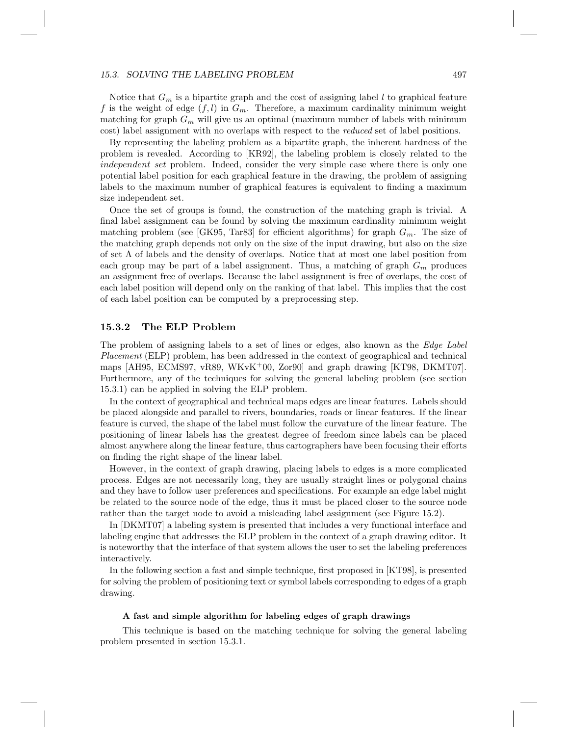Notice that $G_m$ is a bipartite graph and the cost of assigning label $l$ to graphical feature $f$ is the weight of edge $(f, l)$ in $G_m$. Therefore, a maximum cardinality minimum weight matching for graph $G_m$ will give us an optimal (maximum number of labels with minimum cost) label assignment with no overlaps with respect to the *reduced* set of label positions.

By representing the labeling problem as a bipartite graph, the inherent hardness of the problem is revealed. According to [KR92], the labeling problem is closely related to the *independent set* problem. Indeed, consider the very simple case where there is only one potential label position for each graphical feature in the drawing, the problem of assigning labels to the maximum number of graphical features is equivalent to finding a maximum size independent set.

Once the set of groups is found, the construction of the matching graph is trivial. A final label assignment can be found by solving the maximum cardinality minimum weight matching problem (see [GK95, Tar83] for efficient algorithms) for graph $G_m$. The size of the matching graph depends not only on the size of the input drawing, but also on the size of set $\Lambda$ of labels and the density of overlaps. Notice that at most one label position from each group may be part of a label assignment. Thus, a matching of graph $G_m$ produces an assignment free of overlaps. Because the label assignment is free of overlaps, the cost of each label position will depend only on the ranking of that label. This implies that the cost of each label position can be computed by a preprocessing step.

### 15.3.2 The ELP Problem

The problem of assigning labels to a set of lines or edges, also known as the *Edge Label Placement* (ELP) problem, has been addressed in the context of geographical and technical maps [AH95, ECMS97, vR89, WKvK+00, Zor90] and graph drawing [KT98, DKMT07]. Furthermore, any of the techniques for solving the general labeling problem (see section 15.3.1) can be applied in solving the ELP problem.

In the context of geographical and technical maps edges are linear features. Labels should be placed alongside and parallel to rivers, boundaries, roads or linear features. If the linear feature is curved, the shape of the label must follow the curvature of the linear feature. The positioning of linear labels has the greatest degree of freedom since labels can be placed almost anywhere along the linear feature, thus cartographers have been focusing their efforts on finding the right shape of the linear label.

However, in the context of graph drawing, placing labels to edges is a more complicated process. Edges are not necessarily long, they are usually straight lines or polygonal chains and they have to follow user preferences and specifications. For example an edge label might be related to the source node of the edge, thus it must be placed closer to the source node rather than the target node to avoid a misleading label assignment (see Figure 15.2).

In [DKMT07] a labeling system is presented that includes a very functional interface and labeling engine that addresses the ELP problem in the context of a graph drawing editor. It is noteworthy that the interface of that system allows the user to set the labeling preferences interactively.

In the following section a fast and simple technique, first proposed in [KT98], is presented for solving the problem of positioning text or symbol labels corresponding to edges of a graph drawing.

#### A fast and simple algorithm for labeling edges of graph drawings

This technique is based on the matching technique for solving the general labeling problem presented in section 15.3.1.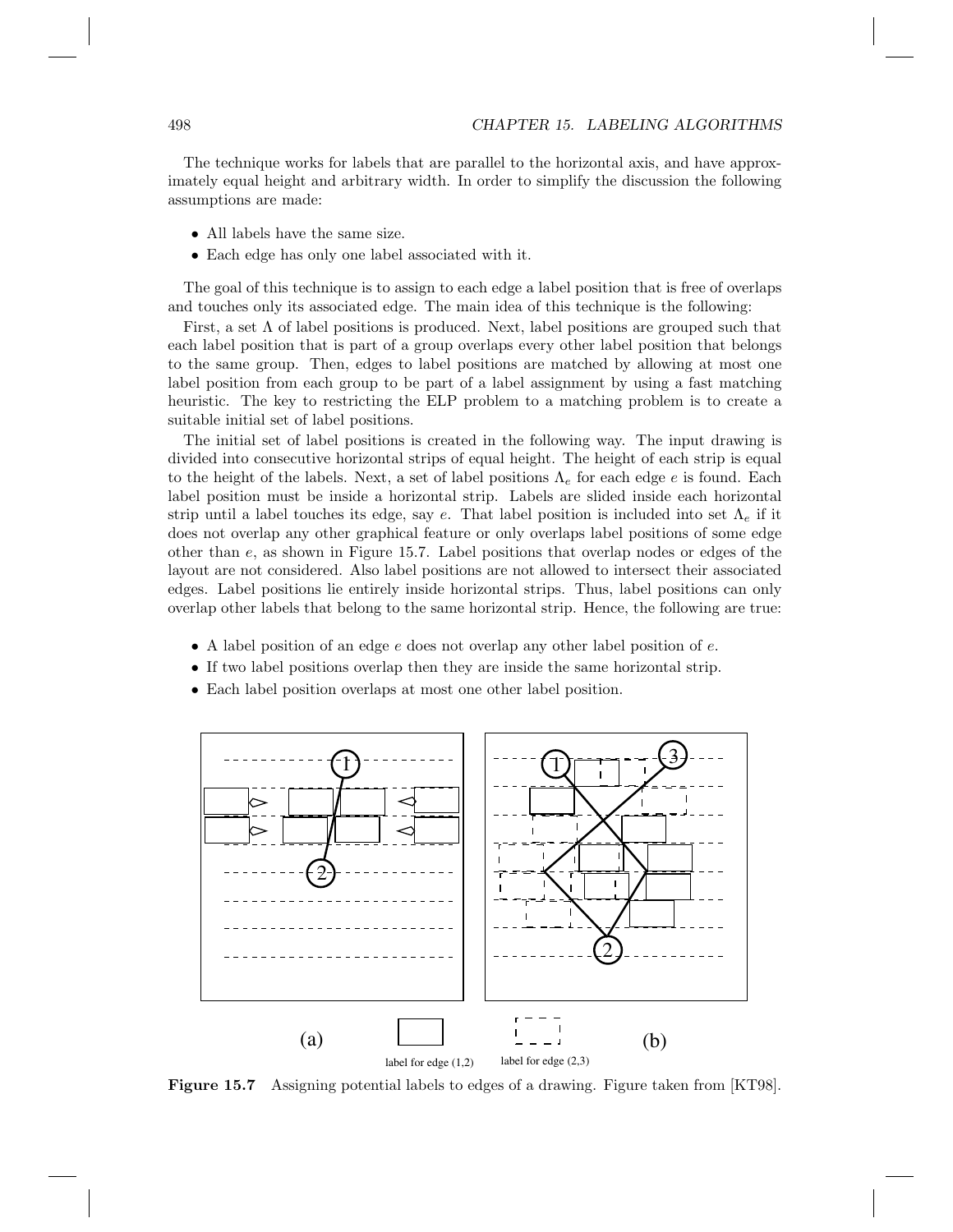The technique works for labels that are parallel to the horizontal axis, and have approximately equal height and arbitrary width. In order to simplify the discussion the following assumptions are made:

- All labels have the same size.
- Each edge has only one label associated with it.

The goal of this technique is to assign to each edge a label position that is free of overlaps and touches only its associated edge. The main idea of this technique is the following:

First, a set $\Lambda$ of label positions is produced. Next, label positions are grouped such that each label position that is part of a group overlaps every other label position that belongs to the same group. Then, edges to label positions are matched by allowing at most one label position from each group to be part of a label assignment by using a fast matching heuristic. The key to restricting the ELP problem to a matching problem is to create a suitable initial set of label positions.

The initial set of label positions is created in the following way. The input drawing is divided into consecutive horizontal strips of equal height. The height of each strip is equal to the height of the labels. Next, a set of label positions $\Lambda_e$ for each edge $e$ is found. Each label position must be inside a horizontal strip. Labels are slided inside each horizontal strip until a label touches its edge, say $e$. That label position is included into set $\Lambda_e$ if it does not overlap any other graphical feature or only overlaps label positions of some edge other than $e$, as shown in Figure 15.7. Label positions that overlap nodes or edges of the layout are not considered. Also label positions are not allowed to intersect their associated edges. Label positions lie entirely inside horizontal strips. Thus, label positions can only overlap other labels that belong to the same horizontal strip. Hence, the following are true:

- A label position of an edge $e$ does not overlap any other label position of $e$.
- If two label positions overlap then they are inside the same horizontal strip.
- Each label position overlaps at most one other label position.

1
2
1
3
2
(a)
label for edge (1,2)
label for edge (2,3)
(b)

**Figure 15.7** Assigning potential labels to edges of a drawing. Figure taken from [KT98].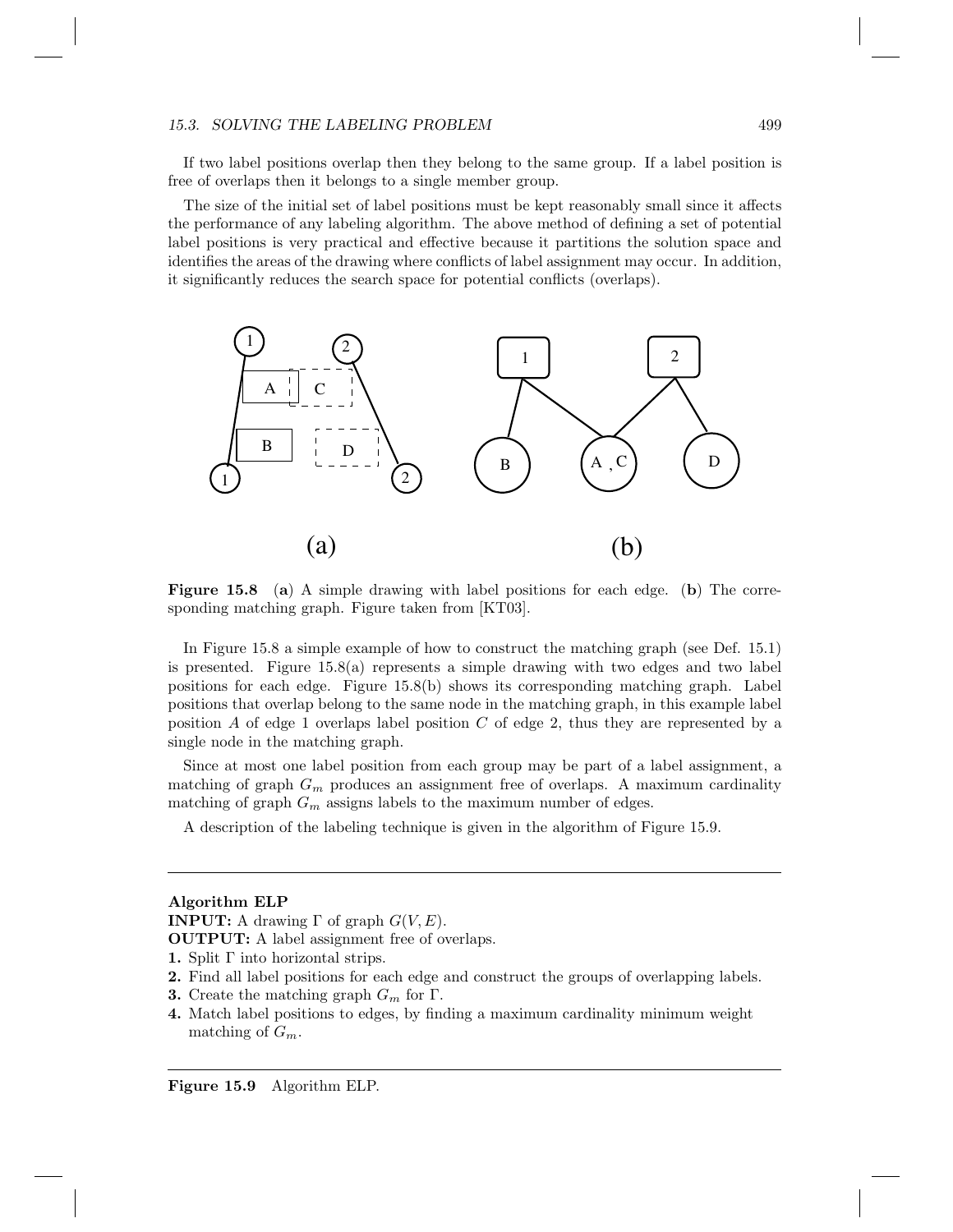If two label positions overlap then they belong to the same group. If a label position is free of overlaps then it belongs to a single member group.

The size of the initial set of label positions must be kept reasonably small since it affects the performance of any labeling algorithm. The above method of defining a set of potential label positions is very practical and effective because it partitions the solution space and identifies the areas of the drawing where conflicts of label assignment may occur. In addition, it significantly reduces the search space for potential conflicts (overlaps).

**Figure 15.8** (**a**) A simple drawing with label positions for each edge. (**b**) The corresponding matching graph. Figure taken from [KT03].

In Figure 15.8 a simple example of how to construct the matching graph (see Def. 15.1) is presented. Figure 15.8(a) represents a simple drawing with two edges and two label positions for each edge. Figure 15.8(b) shows its corresponding matching graph. Label positions that overlap belong to the same node in the matching graph, in this example label position $A$ of edge 1 overlaps label position $C$ of edge 2, thus they are represented by a single node in the matching graph.

Since at most one label position from each group may be part of a label assignment, a matching of graph $G_m$ produces an assignment free of overlaps. A maximum cardinality matching of graph $G_m$ assigns labels to the maximum number of edges.

A description of the labeling technique is given in the algorithm of Figure 15.9.

---

**Algorithm ELP**
**INPUT:** A drawing $\Gamma$ of graph $G(V, E)$.
**OUTPUT:** A label assignment free of overlaps.
**1.** Split $\Gamma$ into horizontal strips.
**2.** Find all label positions for each edge and construct the groups of overlapping labels.
**3.** Create the matching graph $G_m$ for $\Gamma$.
**4.** Match label positions to edges, by finding a maximum cardinality minimum weight matching of $G_m$.

---

**Figure 15.9** Algorithm ELP.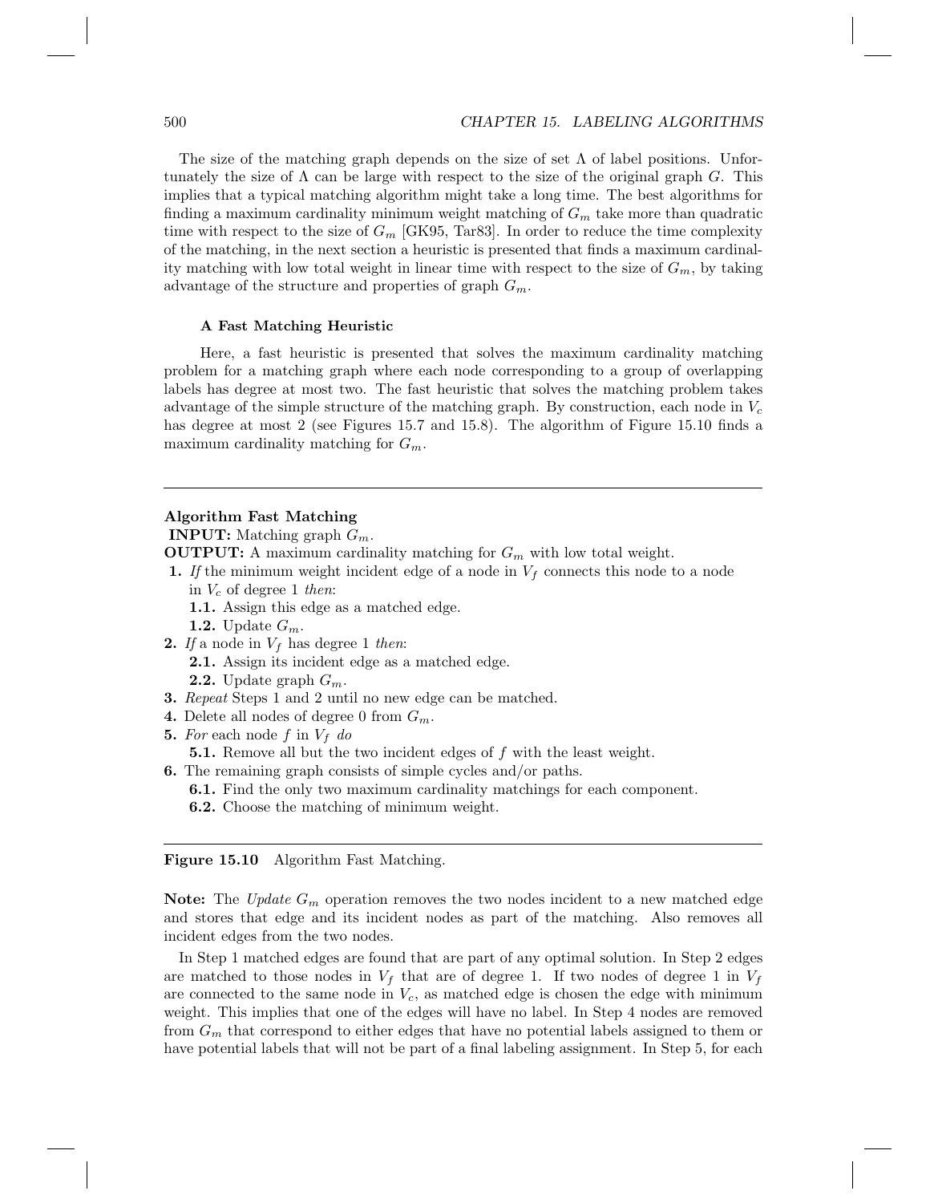The size of the matching graph depends on the size of set $\Lambda$ of label positions. Unfortunately the size of $\Lambda$ can be large with respect to the size of the original graph $G$. This implies that a typical matching algorithm might take a long time. The best algorithms for finding a maximum cardinality minimum weight matching of $G_m$ take more than quadratic time with respect to the size of $G_m$ [GK95, Tar83]. In order to reduce the time complexity of the matching, in the next section a heuristic is presented that finds a maximum cardinality matching with low total weight in linear time with respect to the size of $G_m$, by taking advantage of the structure and properties of graph $G_m$.

#### A Fast Matching Heuristic

Here, a fast heuristic is presented that solves the maximum cardinality matching problem for a matching graph where each node corresponding to a group of overlapping labels has degree at most two. The fast heuristic that solves the matching problem takes advantage of the simple structure of the matching graph. By construction, each node in $V_c$ has degree at most 2 (see Figures 15.7 and 15.8). The algorithm of Figure 15.10 finds a maximum cardinality matching for $G_m$.

---

**Algorithm Fast Matching**

**INPUT:** Matching graph $G_m$.

**OUTPUT:** A maximum cardinality matching for $G_m$ with low total weight.

**1.** *If* the minimum weight incident edge of a node in $V_f$ connects this node to a node in $V_c$ of degree 1 *then*:
   - **1.1.** Assign this edge as a matched edge.
   - **1.2.** Update $G_m$.

**2.** *If* a node in $V_f$ has degree 1 *then*:
   - **2.1.** Assign its incident edge as a matched edge.
   - **2.2.** Update graph $G_m$.

**3.** *Repeat* Steps 1 and 2 until no new edge can be matched.

**4.** Delete all nodes of degree 0 from $G_m$.

**5.** *For* each node $f$ in $V_f$ *do*
   - **5.1.** Remove all but the two incident edges of $f$ with the least weight.

**6.** The remaining graph consists of simple cycles and/or paths.
   - **6.1.** Find the only two maximum cardinality matchings for each component.
   - **6.2.** Choose the matching of minimum weight.

---

**Figure 15.10** Algorithm Fast Matching.

**Note:** The *Update* $G_m$ operation removes the two nodes incident to a new matched edge and stores that edge and its incident nodes as part of the matching. Also removes all incident edges from the two nodes.

In Step 1 matched edges are found that are part of any optimal solution. In Step 2 edges are matched to those nodes in $V_f$ that are of degree 1. If two nodes of degree 1 in $V_f$ are connected to the same node in $V_c$, as matched edge is chosen the edge with minimum weight. This implies that one of the edges will have no label. In Step 4 nodes are removed from $G_m$ that correspond to either edges that have no potential labels assigned to them or have potential labels that will not be part of a final labeling assignment. In Step 5, for each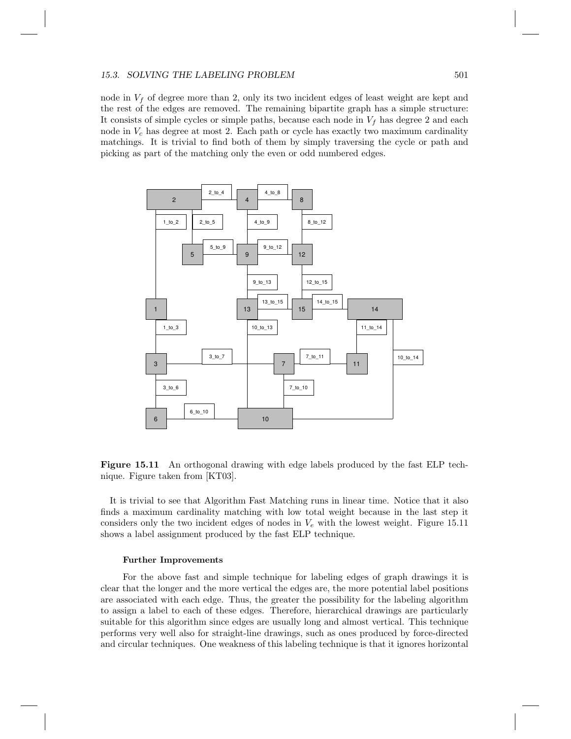node in $V_f$ of degree more than 2, only its two incident edges of least weight are kept and the rest of the edges are removed. The remaining bipartite graph has a simple structure: It consists of simple cycles or simple paths, because each node in $V_f$ has degree 2 and each node in $V_c$ has degree at most 2. Each path or cycle has exactly two maximum cardinality matchings. It is trivial to find both of them by simply traversing the cycle or path and picking as part of the matching only the even or odd numbered edges.

**Figure 15.11** An orthogonal drawing with edge labels produced by the fast ELP technique. Figure taken from [KT03].

It is trivial to see that Algorithm Fast Matching runs in linear time. Notice that it also finds a maximum cardinality matching with low total weight because in the last step it considers only the two incident edges of nodes in $V_e$ with the lowest weight. Figure 15.11 shows a label assignment produced by the fast ELP technique.

#### Further Improvements

For the above fast and simple technique for labeling edges of graph drawings it is clear that the longer and the more vertical the edges are, the more potential label positions are associated with each edge. Thus, the greater the possibility for the labeling algorithm to assign a label to each of these edges. Therefore, hierarchical drawings are particularly suitable for this algorithm since edges are usually long and almost vertical. This technique performs very well also for straight-line drawings, such as ones produced by force-directed and circular techniques. One weakness of this labeling technique is that it ignores horizontal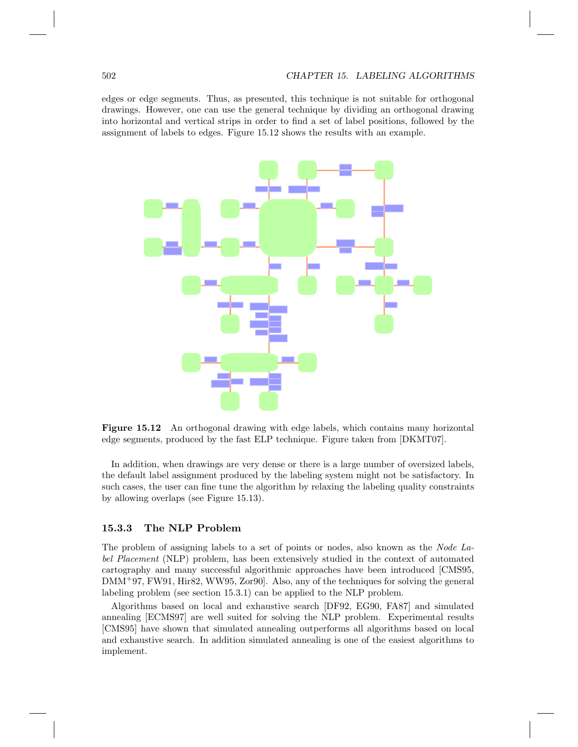edges or edge segments. Thus, as presented, this technique is not suitable for orthogonal drawings. However, one can use the general technique by dividing an orthogonal drawing into horizontal and vertical strips in order to find a set of label positions, followed by the assignment of labels to edges. Figure 15.12 shows the results with an example.

**Figure 15.12** An orthogonal drawing with edge labels, which contains many horizontal edge segments, produced by the fast ELP technique. Figure taken from [DKMT07].

In addition, when drawings are very dense or there is a large number of oversized labels, the default label assignment produced by the labeling system might not be satisfactory. In such cases, the user can fine tune the algorithm by relaxing the labeling quality constraints by allowing overlaps (see Figure 15.13).

### 15.3.3 The NLP Problem

The problem of assigning labels to a set of points or nodes, also known as the *Node Label Placement* (NLP) problem, has been extensively studied in the context of automated cartography and many successful algorithmic approaches have been introduced [CMS95, DMM+97, FW91, Hir82, WW95, Zor90]. Also, any of the techniques for solving the general labeling problem (see section 15.3.1) can be applied to the NLP problem.

Algorithms based on local and exhaustive search [DF92, EG90, FA87] and simulated annealing [ECMS97] are well suited for solving the NLP problem. Experimental results [CMS95] have shown that simulated annealing outperforms all algorithms based on local and exhaustive search. In addition simulated annealing is one of the easiest algorithms to implement.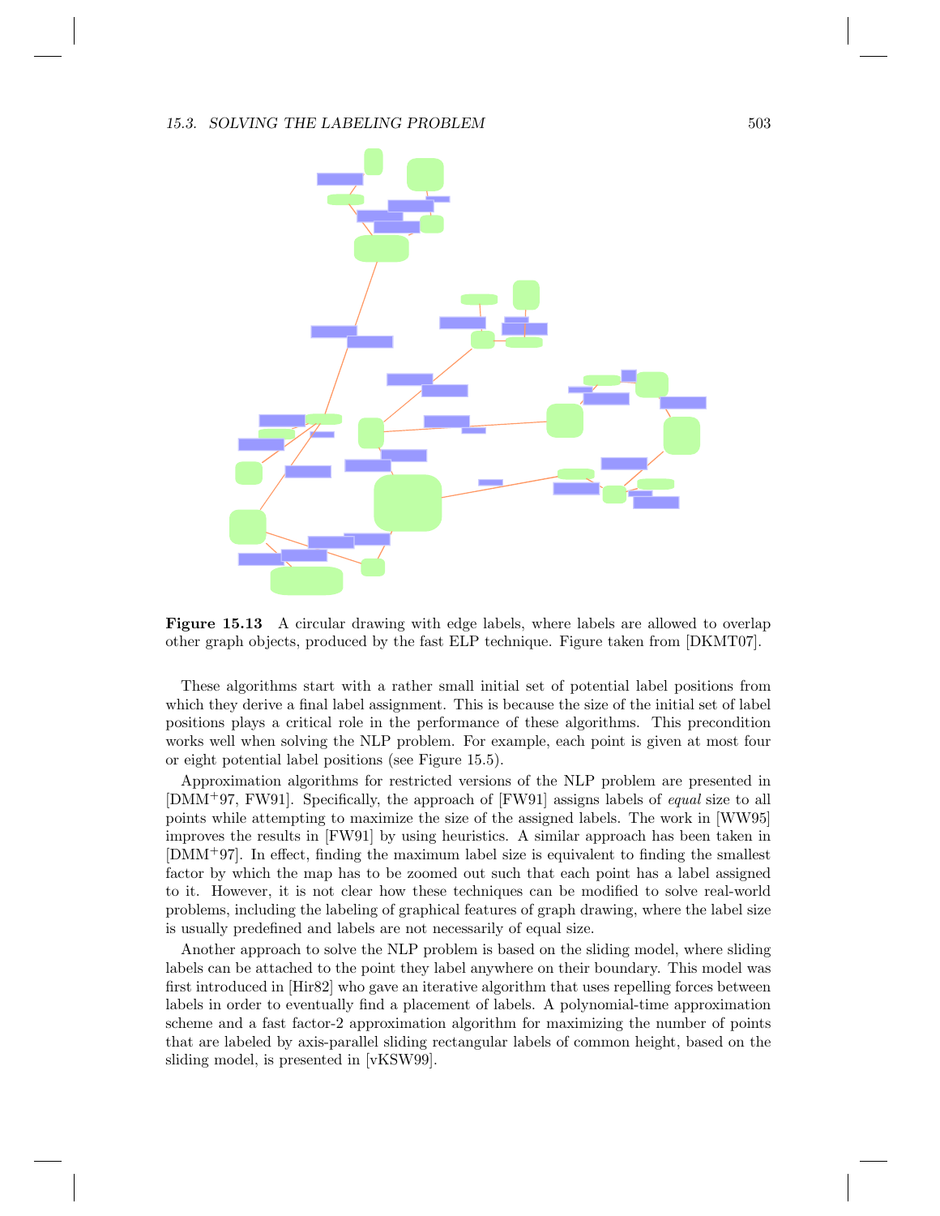**Figure 15.13** A circular drawing with edge labels, where labels are allowed to overlap other graph objects, produced by the fast ELP technique. Figure taken from [DKMT07].

These algorithms start with a rather small initial set of potential label positions from which they derive a final label assignment. This is because the size of the initial set of label positions plays a critical role in the performance of these algorithms. This precondition works well when solving the NLP problem. For example, each point is given at most four or eight potential label positions (see Figure 15.5).

Approximation algorithms for restricted versions of the NLP problem are presented in [DMM+97, FW91]. Specifically, the approach of [FW91] assigns labels of *equal* size to all points while attempting to maximize the size of the assigned labels. The work in [WW95] improves the results in [FW91] by using heuristics. A similar approach has been taken in [DMM+97]. In effect, finding the maximum label size is equivalent to finding the smallest factor by which the map has to be zoomed out such that each point has a label assigned to it. However, it is not clear how these techniques can be modified to solve real-world problems, including the labeling of graphical features of graph drawing, where the label size is usually predefined and labels are not necessarily of equal size.

Another approach to solve the NLP problem is based on the sliding model, where sliding labels can be attached to the point they label anywhere on their boundary. This model was first introduced in [Hir82] who gave an iterative algorithm that uses repelling forces between labels in order to eventually find a placement of labels. A polynomial-time approximation scheme and a fast factor-2 approximation algorithm for maximizing the number of points that are labeled by axis-parallel sliding rectangular labels of common height, based on the sliding model, is presented in [vKSW99].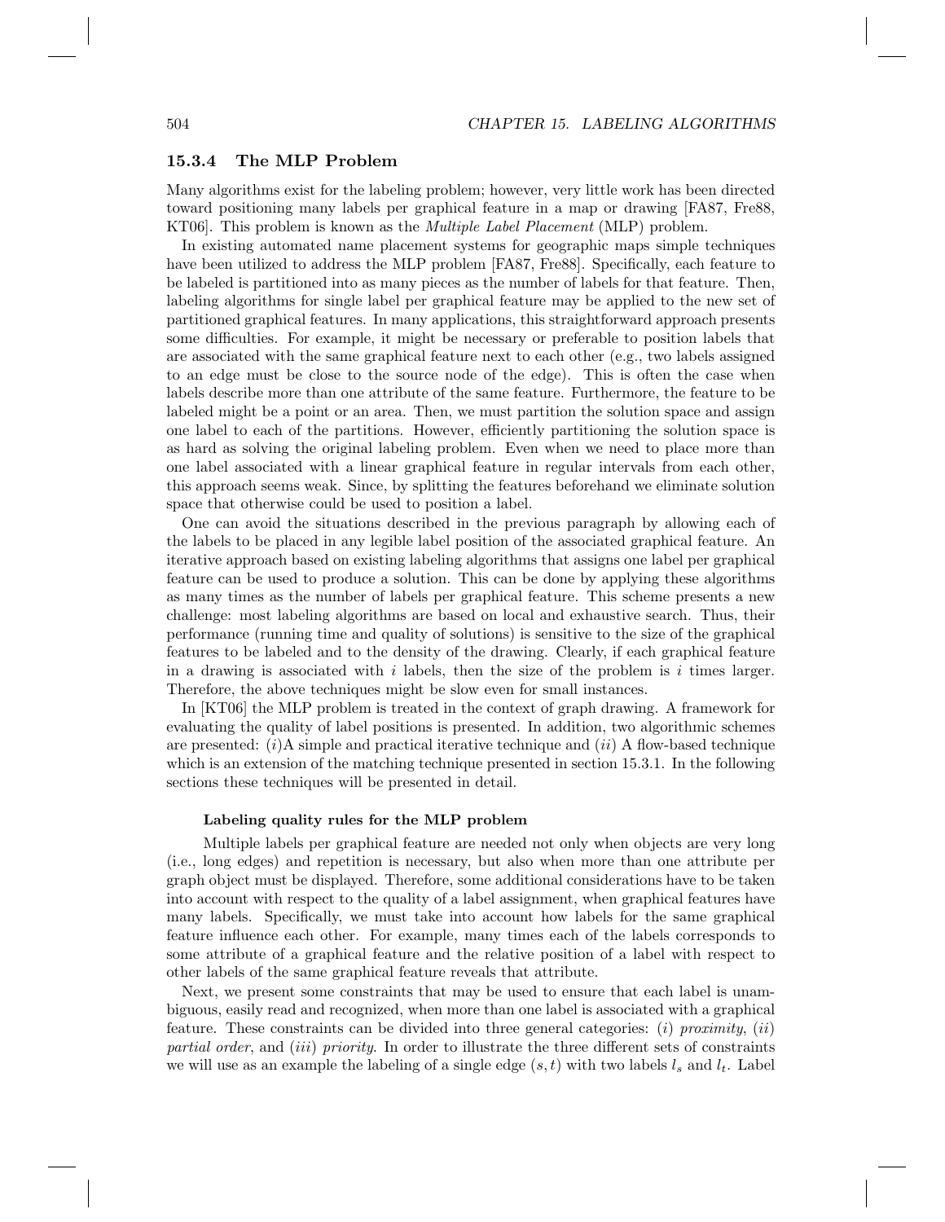### 15.3.4 The MLP Problem

Many algorithms exist for the labeling problem; however, very little work has been directed toward positioning many labels per graphical feature in a map or drawing [FA87, Fre88, KT06]. This problem is known as the *Multiple Label Placement* (MLP) problem.

In existing automated name placement systems for geographic maps simple techniques have been utilized to address the MLP problem [FA87, Fre88]. Specifically, each feature to be labeled is partitioned into as many pieces as the number of labels for that feature. Then, labeling algorithms for single label per graphical feature may be applied to the new set of partitioned graphical features. In many applications, this straightforward approach presents some difficulties. For example, it might be necessary or preferable to position labels that are associated with the same graphical feature next to each other (e.g., two labels assigned to an edge must be close to the source node of the edge). This is often the case when labels describe more than one attribute of the same feature. Furthermore, the feature to be labeled might be a point or an area. Then, we must partition the solution space and assign one label to each of the partitions. However, efficiently partitioning the solution space is as hard as solving the original labeling problem. Even when we need to place more than one label associated with a linear graphical feature in regular intervals from each other, this approach seems weak. Since, by splitting the features beforehand we eliminate solution space that otherwise could be used to position a label.

One can avoid the situations described in the previous paragraph by allowing each of the labels to be placed in any legible label position of the associated graphical feature. An iterative approach based on existing labeling algorithms that assigns one label per graphical feature can be used to produce a solution. This can be done by applying these algorithms as many times as the number of labels per graphical feature. This scheme presents a new challenge: most labeling algorithms are based on local and exhaustive search. Thus, their performance (running time and quality of solutions) is sensitive to the size of the graphical features to be labeled and to the density of the drawing. Clearly, if each graphical feature in a drawing is associated with $i$ labels, then the size of the problem is $i$ times larger. Therefore, the above techniques might be slow even for small instances.

In [KT06] the MLP problem is treated in the context of graph drawing. A framework for evaluating the quality of label positions is presented. In addition, two algorithmic schemes are presented: (*i*)A simple and practical iterative technique and (*ii*) A flow-based technique which is an extension of the matching technique presented in section 15.3.1. In the following sections these techniques will be presented in detail.

#### Labeling quality rules for the MLP problem

Multiple labels per graphical feature are needed not only when objects are very long (i.e., long edges) and repetition is necessary, but also when more than one attribute per graph object must be displayed. Therefore, some additional considerations have to be taken into account with respect to the quality of a label assignment, when graphical features have many labels. Specifically, we must take into account how labels for the same graphical feature influence each other. For example, many times each of the labels corresponds to some attribute of a graphical feature and the relative position of a label with respect to other labels of the same graphical feature reveals that attribute.

Next, we present some constraints that may be used to ensure that each label is unambiguous, easily read and recognized, when more than one label is associated with a graphical feature. These constraints can be divided into three general categories: (*i*) *proximity*, (*ii*) *partial order*, and (*iii*) *priority*. In order to illustrate the three different sets of constraints we will use as an example the labeling of a single edge $(s, t)$ with two labels $l_s$ and $l_t$. Label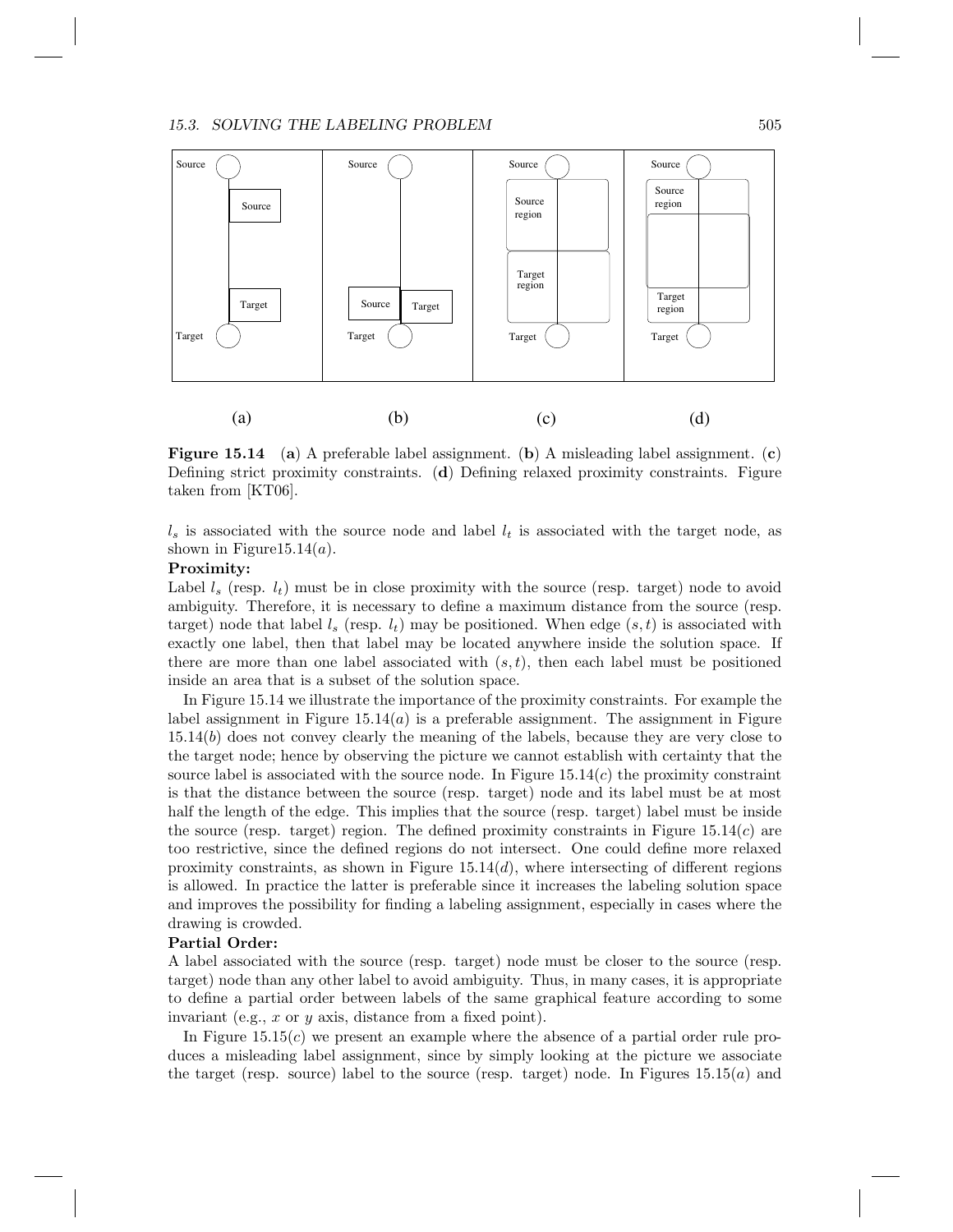**Figure 15.14** (**a**) A preferable label assignment. (**b**) A misleading label assignment. (**c**) Defining strict proximity constraints. (**d**) Defining relaxed proximity constraints. Figure taken from [KT06].

$l_s$ is associated with the source node and label $l_t$ is associated with the target node, as shown in Figure15.14($a$).

**Proximity:**
Label $l_s$ (resp. $l_t$) must be in close proximity with the source (resp. target) node to avoid ambiguity. Therefore, it is necessary to define a maximum distance from the source (resp. target) node that label $l_s$ (resp. $l_t$) may be positioned. When edge $(s, t)$ is associated with exactly one label, then that label may be located anywhere inside the solution space. If there are more than one label associated with $(s, t)$, then each label must be positioned inside an area that is a subset of the solution space.

In Figure 15.14 we illustrate the importance of the proximity constraints. For example the label assignment in Figure 15.14($a$) is a preferable assignment. The assignment in Figure 15.14($b$) does not convey clearly the meaning of the labels, because they are very close to the target node; hence by observing the picture we cannot establish with certainty that the source label is associated with the source node. In Figure 15.14($c$) the proximity constraint is that the distance between the source (resp. target) node and its label must be at most half the length of the edge. This implies that the source (resp. target) label must be inside the source (resp. target) region. The defined proximity constraints in Figure 15.14($c$) are too restrictive, since the defined regions do not intersect. One could define more relaxed proximity constraints, as shown in Figure 15.14($d$), where intersecting of different regions is allowed. In practice the latter is preferable since it increases the labeling solution space and improves the possibility for finding a labeling assignment, especially in cases where the drawing is crowded.

**Partial Order:**
A label associated with the source (resp. target) node must be closer to the source (resp. target) node than any other label to avoid ambiguity. Thus, in many cases, it is appropriate to define a partial order between labels of the same graphical feature according to some invariant (e.g., $x$ or $y$ axis, distance from a fixed point).

In Figure 15.15($c$) we present an example where the absence of a partial order rule produces a misleading label assignment, since by simply looking at the picture we associate the target (resp. source) label to the source (resp. target) node. In Figures 15.15($a$) and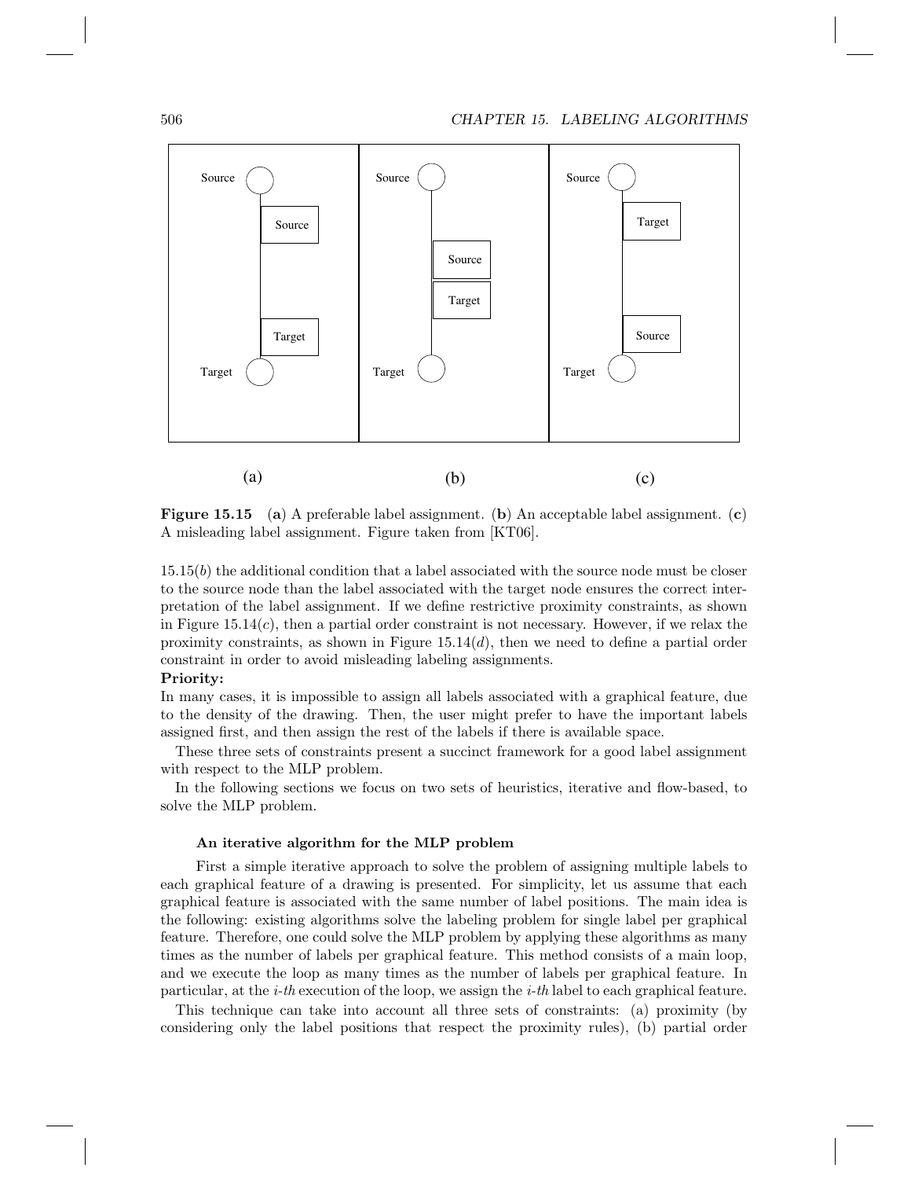Source

Source

Target

Target

Source

Source

Target

Target

Source

Target

Source

Target

(a)

(b)

(c)

**Figure 15.15** (**a**) A preferable label assignment. (**b**) An acceptable label assignment. (**c**) A misleading label assignment. Figure taken from [KT06].

15.15($b$) the additional condition that a label associated with the source node must be closer to the source node than the label associated with the target node ensures the correct interpretation of the label assignment. If we define restrictive proximity constraints, as shown in Figure 15.14($c$), then a partial order constraint is not necessary. However, if we relax the proximity constraints, as shown in Figure 15.14($d$), then we need to define a partial order constraint in order to avoid misleading labeling assignments.

**Priority:**

In many cases, it is impossible to assign all labels associated with a graphical feature, due to the density of the drawing. Then, the user might prefer to have the important labels assigned first, and then assign the rest of the labels if there is available space.

These three sets of constraints present a succinct framework for a good label assignment with respect to the MLP problem.

In the following sections we focus on two sets of heuristics, iterative and flow-based, to solve the MLP problem.

#### An iterative algorithm for the MLP problem

First a simple iterative approach to solve the problem of assigning multiple labels to each graphical feature of a drawing is presented. For simplicity, let us assume that each graphical feature is associated with the same number of label positions. The main idea is the following: existing algorithms solve the labeling problem for single label per graphical feature. Therefore, one could solve the MLP problem by applying these algorithms as many times as the number of labels per graphical feature. This method consists of a main loop, and we execute the loop as many times as the number of labels per graphical feature. In particular, at the *i-th* execution of the loop, we assign the *i-th* label to each graphical feature.

This technique can take into account all three sets of constraints: (a) proximity (by considering only the label positions that respect the proximity rules), (b) partial order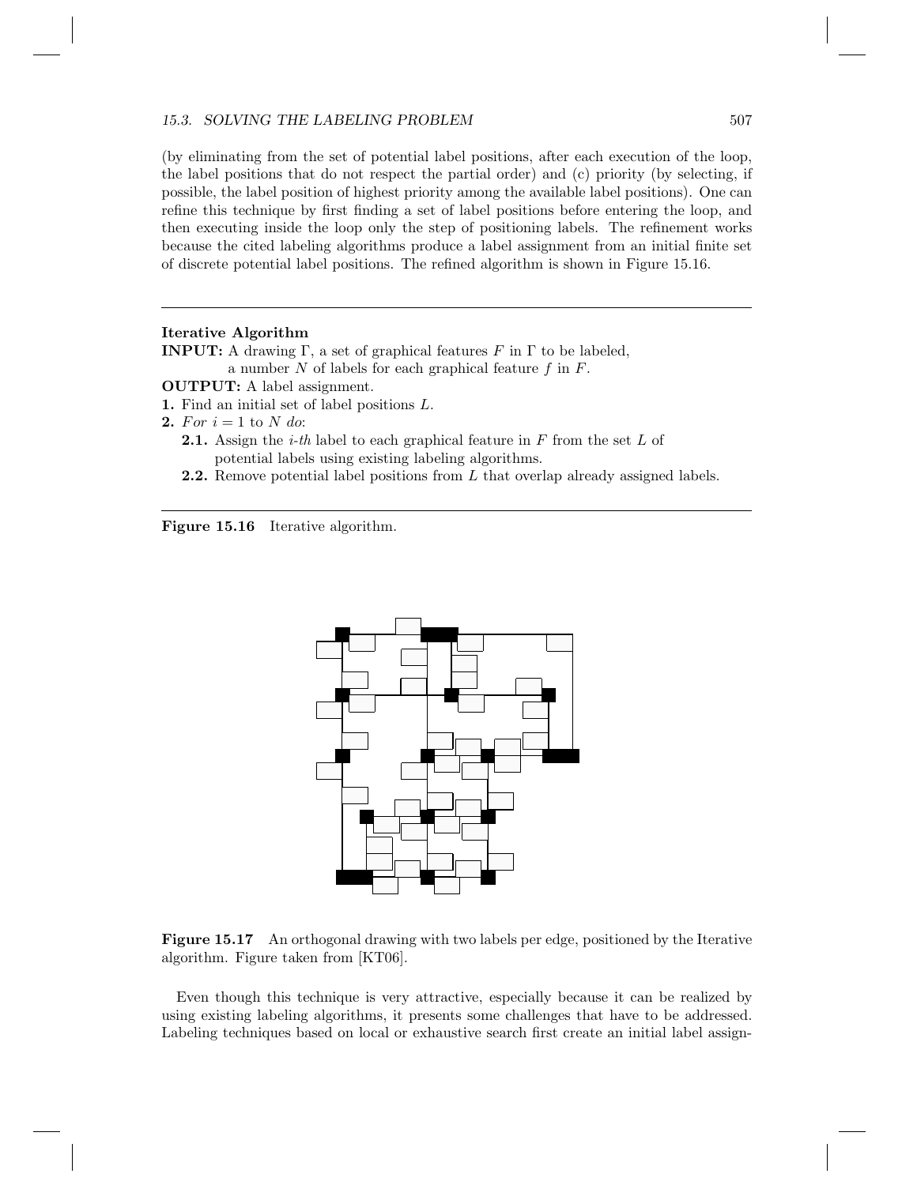(by eliminating from the set of potential label positions, after each execution of the loop, the label positions that do not respect the partial order) and (c) priority (by selecting, if possible, the label position of highest priority among the available label positions). One can refine this technique by first finding a set of label positions before entering the loop, and then executing inside the loop only the step of positioning labels. The refinement works because the cited labeling algorithms produce a label assignment from an initial finite set of discrete potential label positions. The refined algorithm is shown in Figure 15.16.

---

**Iterative Algorithm**

**INPUT:** A drawing $\Gamma$, a set of graphical features $F$ in $\Gamma$ to be labeled, a number $N$ of labels for each graphical feature $f$ in $F$.

**OUTPUT:** A label assignment.

**1.** Find an initial set of label positions $L$.

**2.** *For* $i = 1$ to $N$ *do*:

  **2.1.** Assign the *i-th* label to each graphical feature in $F$ from the set $L$ of potential labels using existing labeling algorithms.

  **2.2.** Remove potential label positions from $L$ that overlap already assigned labels.

---

**Figure 15.16** Iterative algorithm.

**Figure 15.17** An orthogonal drawing with two labels per edge, positioned by the Iterative algorithm. Figure taken from [KT06].

Even though this technique is very attractive, especially because it can be realized by using existing labeling algorithms, it presents some challenges that have to be addressed. Labeling techniques based on local or exhaustive search first create an initial label assign-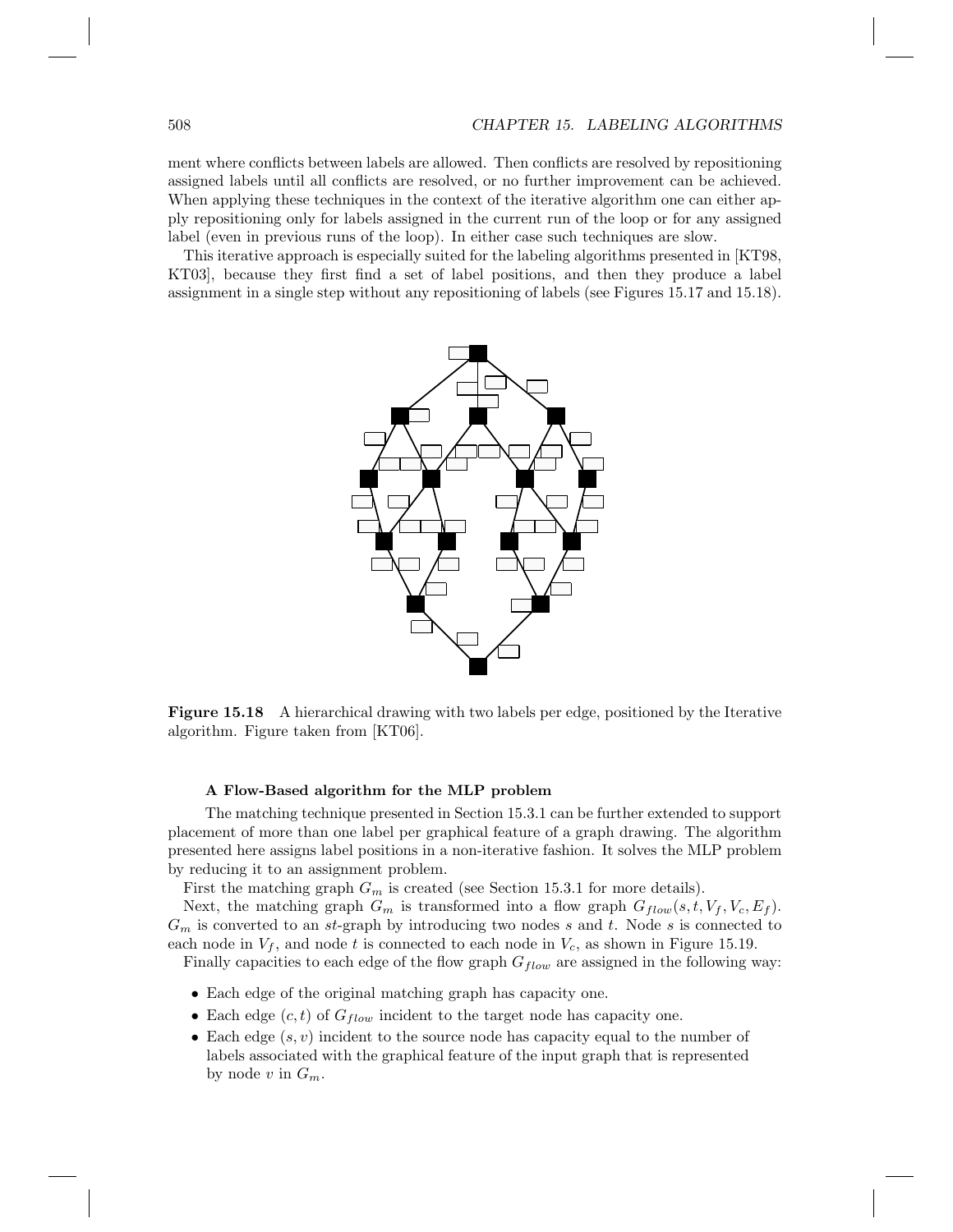ment where conflicts between labels are allowed. Then conflicts are resolved by repositioning assigned labels until all conflicts are resolved, or no further improvement can be achieved. When applying these techniques in the context of the iterative algorithm one can either apply repositioning only for labels assigned in the current run of the loop or for any assigned label (even in previous runs of the loop). In either case such techniques are slow.

This iterative approach is especially suited for the labeling algorithms presented in [KT98, KT03], because they first find a set of label positions, and then they produce a label assignment in a single step without any repositioning of labels (see Figures 15.17 and 15.18).

**Figure 15.18** A hierarchical drawing with two labels per edge, positioned by the Iterative algorithm. Figure taken from [KT06].

#### A Flow-Based algorithm for the MLP problem

The matching technique presented in Section 15.3.1 can be further extended to support placement of more than one label per graphical feature of a graph drawing. The algorithm presented here assigns label positions in a non-iterative fashion. It solves the MLP problem by reducing it to an assignment problem.

First the matching graph $G_m$ is created (see Section 15.3.1 for more details).

Next, the matching graph $G_m$ is transformed into a flow graph $G_{flow}(s, t, V_f, V_c, E_f)$. $G_m$ is converted to an *st*-graph by introducing two nodes $s$ and $t$. Node $s$ is connected to each node in $V_f$, and node $t$ is connected to each node in $V_c$, as shown in Figure 15.19.

Finally capacities to each edge of the flow graph $G_{flow}$ are assigned in the following way:

- Each edge of the original matching graph has capacity one.
- Each edge $(c, t)$ of $G_{flow}$ incident to the target node has capacity one.
- Each edge $(s, v)$ incident to the source node has capacity equal to the number of labels associated with the graphical feature of the input graph that is represented by node $v$ in $G_m$.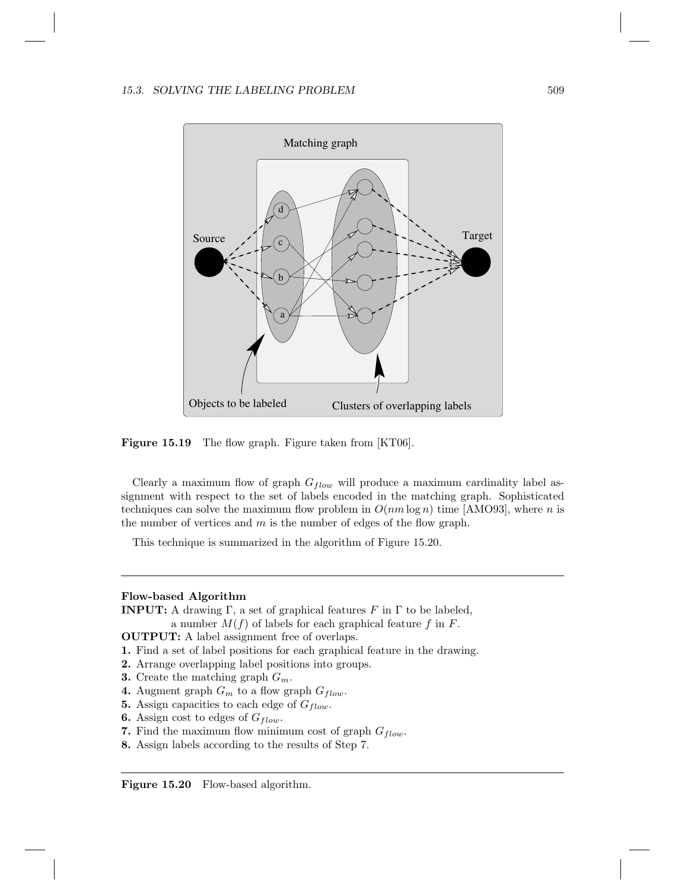**Figure 15.19** The flow graph. Figure taken from [KT06].

Clearly a maximum flow of graph $G_{flow}$ will produce a maximum cardinality label assignment with respect to the set of labels encoded in the matching graph. Sophisticated techniques can solve the maximum flow problem in $O(nm \log n)$ time [AMO93], where $n$ is the number of vertices and $m$ is the number of edges of the flow graph.

This technique is summarized in the algorithm of Figure 15.20.

---

**Flow-based Algorithm**

**INPUT:** A drawing $\Gamma$, a set of graphical features $F$ in $\Gamma$ to be labeled, a number $M(f)$ of labels for each graphical feature $f$ in $F$.

**OUTPUT:** A label assignment free of overlaps.

**1.** Find a set of label positions for each graphical feature in the drawing.

**2.** Arrange overlapping label positions into groups.

**3.** Create the matching graph $G_m$.

**4.** Augment graph $G_m$ to a flow graph $G_{flow}$.

**5.** Assign capacities to each edge of $G_{flow}$.

**6.** Assign cost to edges of $G_{flow}$.

**7.** Find the maximum flow minimum cost of graph $G_{flow}$.

**8.** Assign labels according to the results of Step 7.

---

**Figure 15.20** Flow-based algorithm.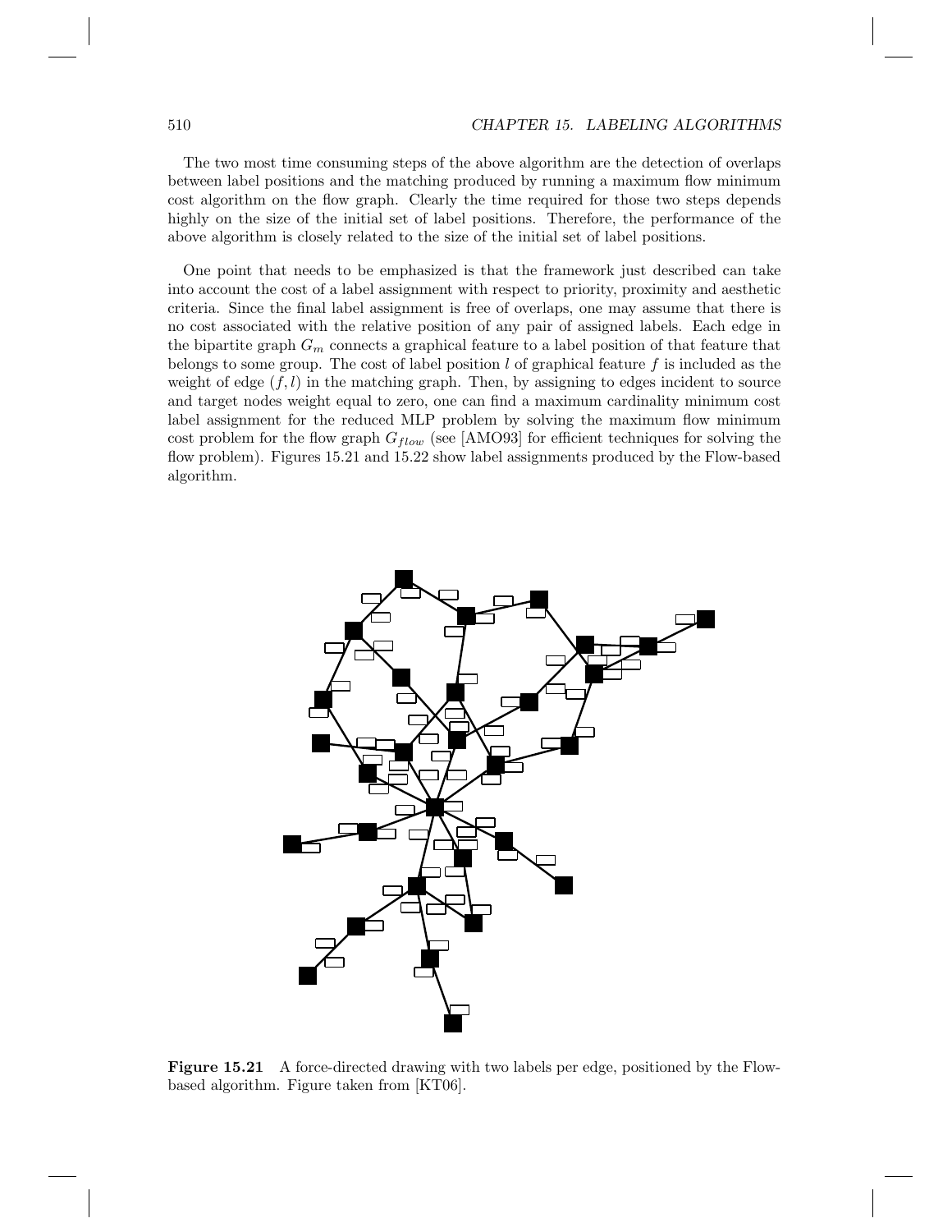The two most time consuming steps of the above algorithm are the detection of overlaps between label positions and the matching produced by running a maximum flow minimum cost algorithm on the flow graph. Clearly the time required for those two steps depends highly on the size of the initial set of label positions. Therefore, the performance of the above algorithm is closely related to the size of the initial set of label positions.

One point that needs to be emphasized is that the framework just described can take into account the cost of a label assignment with respect to priority, proximity and aesthetic criteria. Since the final label assignment is free of overlaps, one may assume that there is no cost associated with the relative position of any pair of assigned labels. Each edge in the bipartite graph $G_m$ connects a graphical feature to a label position of that feature that belongs to some group. The cost of label position $l$ of graphical feature $f$ is included as the weight of edge $(f, l)$ in the matching graph. Then, by assigning to edges incident to source and target nodes weight equal to zero, one can find a maximum cardinality minimum cost label assignment for the reduced MLP problem by solving the maximum flow minimum cost problem for the flow graph $G_{flow}$ (see [AMO93] for efficient techniques for solving the flow problem). Figures 15.21 and 15.22 show label assignments produced by the Flow-based algorithm.

**Figure 15.21** A force-directed drawing with two labels per edge, positioned by the Flow-based algorithm. Figure taken from [KT06].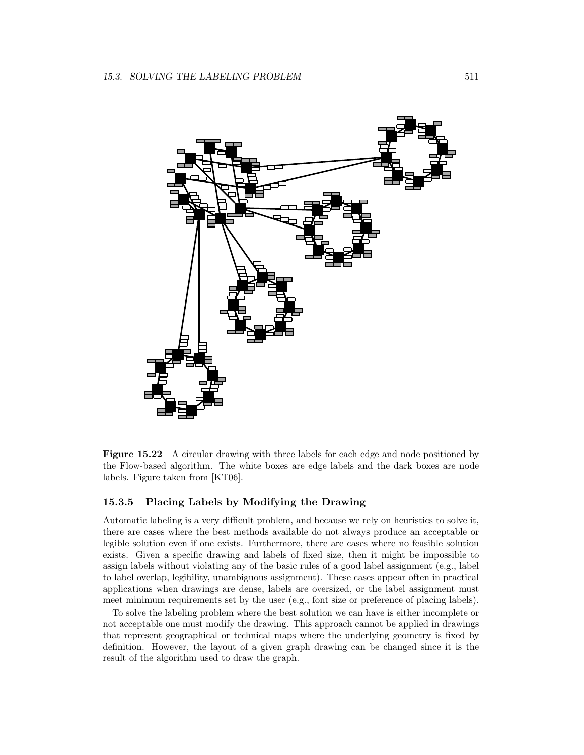**Figure 15.22** A circular drawing with three labels for each edge and node positioned by the Flow-based algorithm. The white boxes are edge labels and the dark boxes are node labels. Figure taken from [KT06].

### 15.3.5 Placing Labels by Modifying the Drawing

Automatic labeling is a very difficult problem, and because we rely on heuristics to solve it, there are cases where the best methods available do not always produce an acceptable or legible solution even if one exists. Furthermore, there are cases where no feasible solution exists. Given a specific drawing and labels of fixed size, then it might be impossible to assign labels without violating any of the basic rules of a good label assignment (e.g., label to label overlap, legibility, unambiguous assignment). These cases appear often in practical applications when drawings are dense, labels are oversized, or the label assignment must meet minimum requirements set by the user (e.g., font size or preference of placing labels).

To solve the labeling problem where the best solution we can have is either incomplete or not acceptable one must modify the drawing. This approach cannot be applied in drawings that represent geographical or technical maps where the underlying geometry is fixed by definition. However, the layout of a given graph drawing can be changed since it is the result of the algorithm used to draw the graph.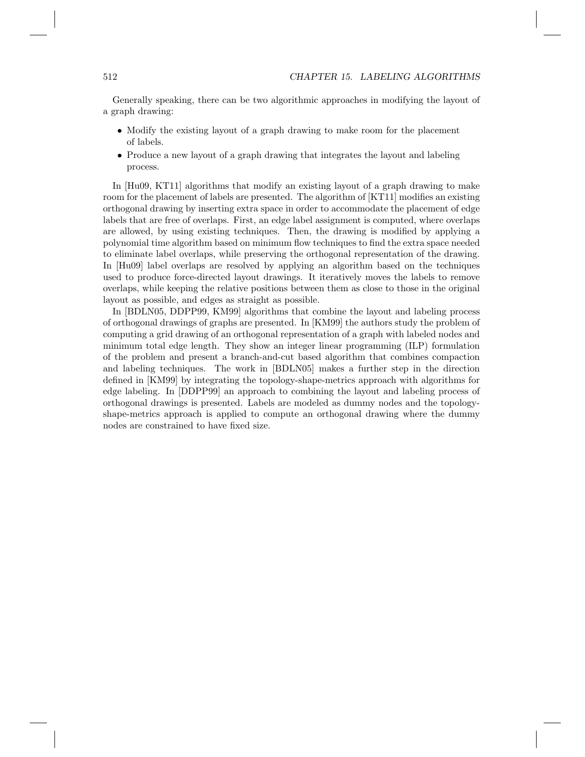Generally speaking, there can be two algorithmic approaches in modifying the layout of a graph drawing:

- Modify the existing layout of a graph drawing to make room for the placement of labels.
- Produce a new layout of a graph drawing that integrates the layout and labeling process.

In [Hu09, KT11] algorithms that modify an existing layout of a graph drawing to make room for the placement of labels are presented. The algorithm of [KT11] modifies an existing orthogonal drawing by inserting extra space in order to accommodate the placement of edge labels that are free of overlaps. First, an edge label assignment is computed, where overlaps are allowed, by using existing techniques. Then, the drawing is modified by applying a polynomial time algorithm based on minimum flow techniques to find the extra space needed to eliminate label overlaps, while preserving the orthogonal representation of the drawing. In [Hu09] label overlaps are resolved by applying an algorithm based on the techniques used to produce force-directed layout drawings. It iteratively moves the labels to remove overlaps, while keeping the relative positions between them as close to those in the original layout as possible, and edges as straight as possible.

In [BDLN05, DDPP99, KM99] algorithms that combine the layout and labeling process of orthogonal drawings of graphs are presented. In [KM99] the authors study the problem of computing a grid drawing of an orthogonal representation of a graph with labeled nodes and minimum total edge length. They show an integer linear programming (ILP) formulation of the problem and present a branch-and-cut based algorithm that combines compaction and labeling techniques. The work in [BDLN05] makes a further step in the direction defined in [KM99] by integrating the topology-shape-metrics approach with algorithms for edge labeling. In [DDPP99] an approach to combining the layout and labeling process of orthogonal drawings is presented. Labels are modeled as dummy nodes and the topology-shape-metrics approach is applied to compute an orthogonal drawing where the dummy nodes are constrained to have fixed size.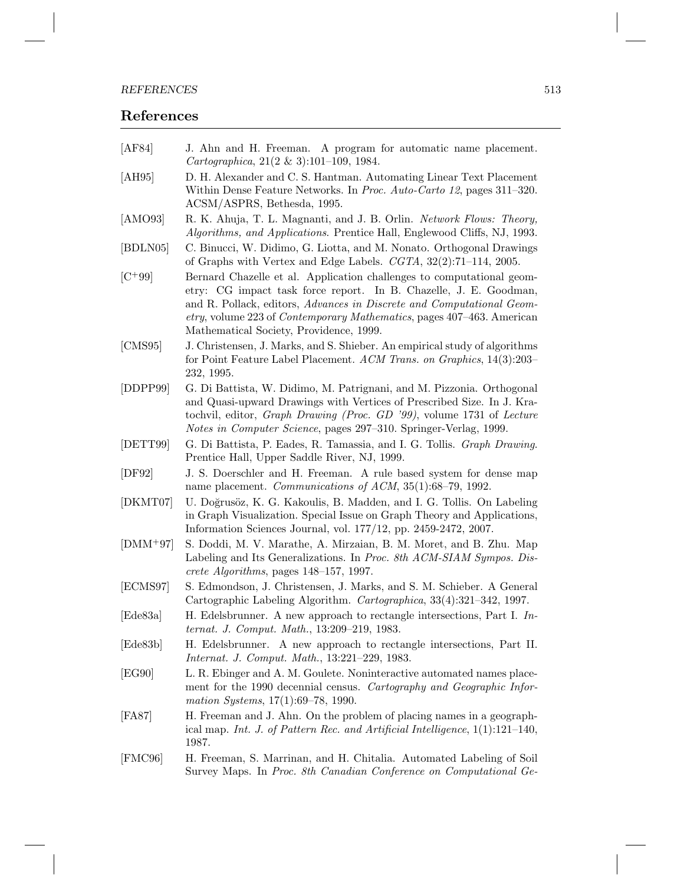## References

[AF84] J. Ahn and H. Freeman. A program for automatic name placement. *Cartographica*, 21(2 & 3):101–109, 1984.

[AH95] D. H. Alexander and C. S. Hantman. Automating Linear Text Placement Within Dense Feature Networks. In *Proc. Auto-Carto 12*, pages 311–320. ACSM/ASPRS, Bethesda, 1995.

[AMO93] R. K. Ahuja, T. L. Magnanti, and J. B. Orlin. *Network Flows: Theory, Algorithms, and Applications*. Prentice Hall, Englewood Cliffs, NJ, 1993.

[BDLN05] C. Binucci, W. Didimo, G. Liotta, and M. Nonato. Orthogonal Drawings of Graphs with Vertex and Edge Labels. *CGTA*, 32(2):71–114, 2005.

[C+99] Bernard Chazelle et al. Application challenges to computational geometry: CG impact task force report. In B. Chazelle, J. E. Goodman, and R. Pollack, editors, *Advances in Discrete and Computational Geometry*, volume 223 of *Contemporary Mathematics*, pages 407–463. American Mathematical Society, Providence, 1999.

[CMS95] J. Christensen, J. Marks, and S. Shieber. An empirical study of algorithms for Point Feature Label Placement. *ACM Trans. on Graphics*, 14(3):203–232, 1995.

[DDPP99] G. Di Battista, W. Didimo, M. Patrignani, and M. Pizzonia. Orthogonal and Quasi-upward Drawings with Vertices of Prescribed Size. In J. Kratochvil, editor, *Graph Drawing (Proc. GD '99)*, volume 1731 of *Lecture Notes in Computer Science*, pages 297–310. Springer-Verlag, 1999.

[DETT99] G. Di Battista, P. Eades, R. Tamassia, and I. G. Tollis. *Graph Drawing*. Prentice Hall, Upper Saddle River, NJ, 1999.

[DF92] J. S. Doerschler and H. Freeman. A rule based system for dense map name placement. *Communications of ACM*, 35(1):68–79, 1992.

[DKMT07] U. Doğrusöz, K. G. Kakoulis, B. Madden, and I. G. Tollis. On Labeling in Graph Visualization. Special Issue on Graph Theory and Applications, Information Sciences Journal, vol. 177/12, pp. 2459-2472, 2007.

[DMM+97] S. Doddi, M. V. Marathe, A. Mirzaian, B. M. Moret, and B. Zhu. Map Labeling and Its Generalizations. In *Proc. 8th ACM-SIAM Sympos. Discrete Algorithms*, pages 148–157, 1997.

[ECMS97] S. Edmondson, J. Christensen, J. Marks, and S. M. Schieber. A General Cartographic Labeling Algorithm. *Cartographica*, 33(4):321–342, 1997.

[Ede83a] H. Edelsbrunner. A new approach to rectangle intersections, Part I. *Internat. J. Comput. Math.*, 13:209–219, 1983.

[Ede83b] H. Edelsbrunner. A new approach to rectangle intersections, Part II. *Internat. J. Comput. Math.*, 13:221–229, 1983.

[EG90] L. R. Ebinger and A. M. Goulete. Noninteractive automated names placement for the 1990 decennial census. *Cartography and Geographic Information Systems*, 17(1):69–78, 1990.

[FA87] H. Freeman and J. Ahn. On the problem of placing names in a geographical map. *Int. J. of Pattern Rec. and Artificial Intelligence*, 1(1):121–140, 1987.

[FMC96] H. Freeman, S. Marrinan, and H. Chitalia. Automated Labeling of Soil Survey Maps. In *Proc. 8th Canadian Conference on Computational Ge-*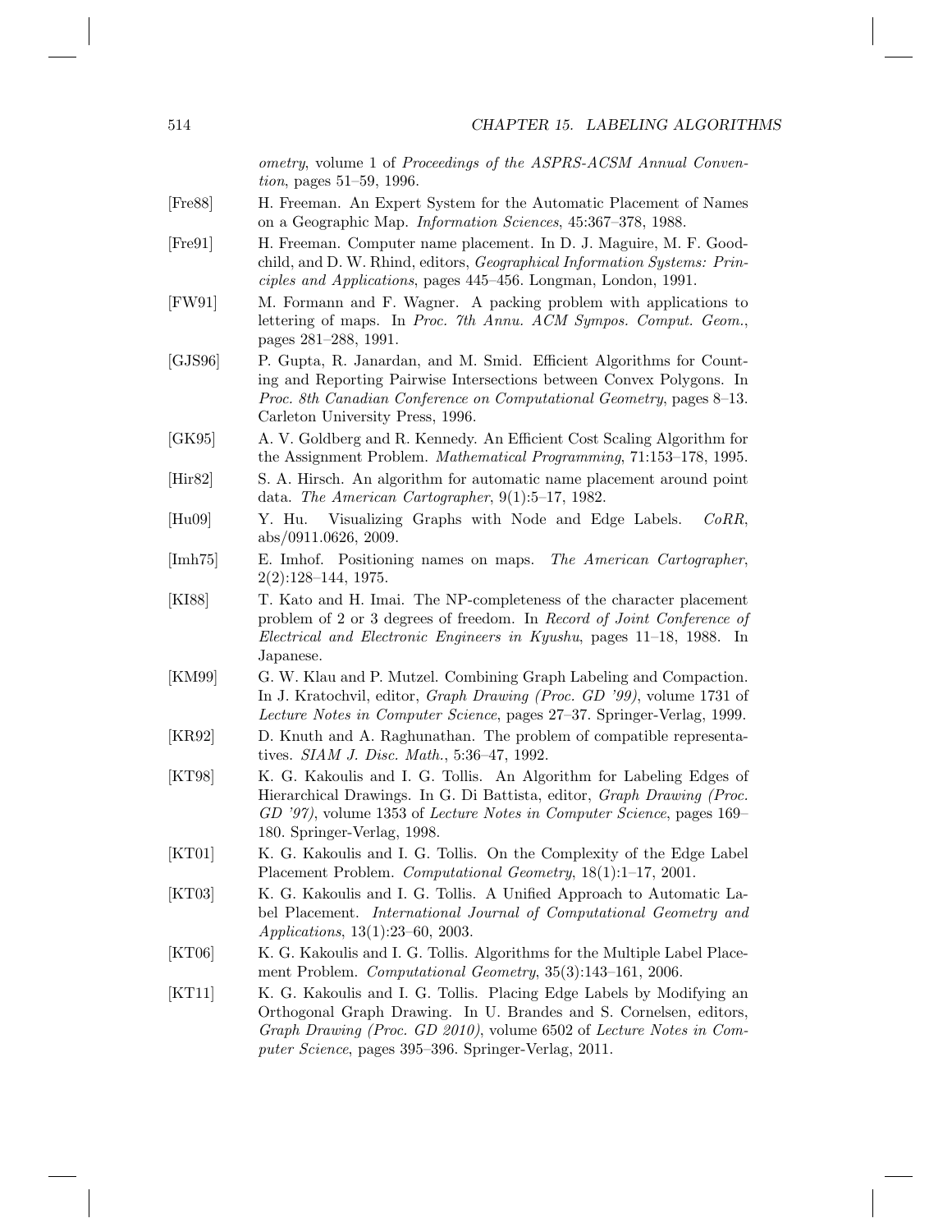*ometry*, volume 1 of *Proceedings of the ASPRS-ACSM Annual Convention*, pages 51–59, 1996.

[Fre88] H. Freeman. An Expert System for the Automatic Placement of Names on a Geographic Map. *Information Sciences*, 45:367–378, 1988.

[Fre91] H. Freeman. Computer name placement. In D. J. Maguire, M. F. Goodchild, and D. W. Rhind, editors, *Geographical Information Systems: Principles and Applications*, pages 445–456. Longman, London, 1991.

[FW91] M. Formann and F. Wagner. A packing problem with applications to lettering of maps. In *Proc. 7th Annu. ACM Sympos. Comput. Geom.*, pages 281–288, 1991.

[GJS96] P. Gupta, R. Janardan, and M. Smid. Efficient Algorithms for Counting and Reporting Pairwise Intersections between Convex Polygons. In *Proc. 8th Canadian Conference on Computational Geometry*, pages 8–13. Carleton University Press, 1996.

[GK95] A. V. Goldberg and R. Kennedy. An Efficient Cost Scaling Algorithm for the Assignment Problem. *Mathematical Programming*, 71:153–178, 1995.

[Hir82] S. A. Hirsch. An algorithm for automatic name placement around point data. *The American Cartographer*, 9(1):5–17, 1982.

[Hu09] Y. Hu. Visualizing Graphs with Node and Edge Labels. *CoRR*, abs/0911.0626, 2009.

[Imh75] E. Imhof. Positioning names on maps. *The American Cartographer*, 2(2):128–144, 1975.

[KI88] T. Kato and H. Imai. The NP-completeness of the character placement problem of 2 or 3 degrees of freedom. In *Record of Joint Conference of Electrical and Electronic Engineers in Kyushu*, pages 11–18, 1988. In Japanese.

[KM99] G. W. Klau and P. Mutzel. Combining Graph Labeling and Compaction. In J. Kratochvil, editor, *Graph Drawing (Proc. GD '99)*, volume 1731 of *Lecture Notes in Computer Science*, pages 27–37. Springer-Verlag, 1999.

[KR92] D. Knuth and A. Raghunathan. The problem of compatible representatives. *SIAM J. Disc. Math.*, 5:36–47, 1992.

[KT98] K. G. Kakoulis and I. G. Tollis. An Algorithm for Labeling Edges of Hierarchical Drawings. In G. Di Battista, editor, *Graph Drawing (Proc. GD '97)*, volume 1353 of *Lecture Notes in Computer Science*, pages 169–180. Springer-Verlag, 1998.

[KT01] K. G. Kakoulis and I. G. Tollis. On the Complexity of the Edge Label Placement Problem. *Computational Geometry*, 18(1):1–17, 2001.

[KT03] K. G. Kakoulis and I. G. Tollis. A Unified Approach to Automatic Label Placement. *International Journal of Computational Geometry and Applications*, 13(1):23–60, 2003.

[KT06] K. G. Kakoulis and I. G. Tollis. Algorithms for the Multiple Label Placement Problem. *Computational Geometry*, 35(3):143–161, 2006.

[KT11] K. G. Kakoulis and I. G. Tollis. Placing Edge Labels by Modifying an Orthogonal Graph Drawing. In U. Brandes and S. Cornelsen, editors, *Graph Drawing (Proc. GD 2010)*, volume 6502 of *Lecture Notes in Computer Science*, pages 395–396. Springer-Verlag, 2011.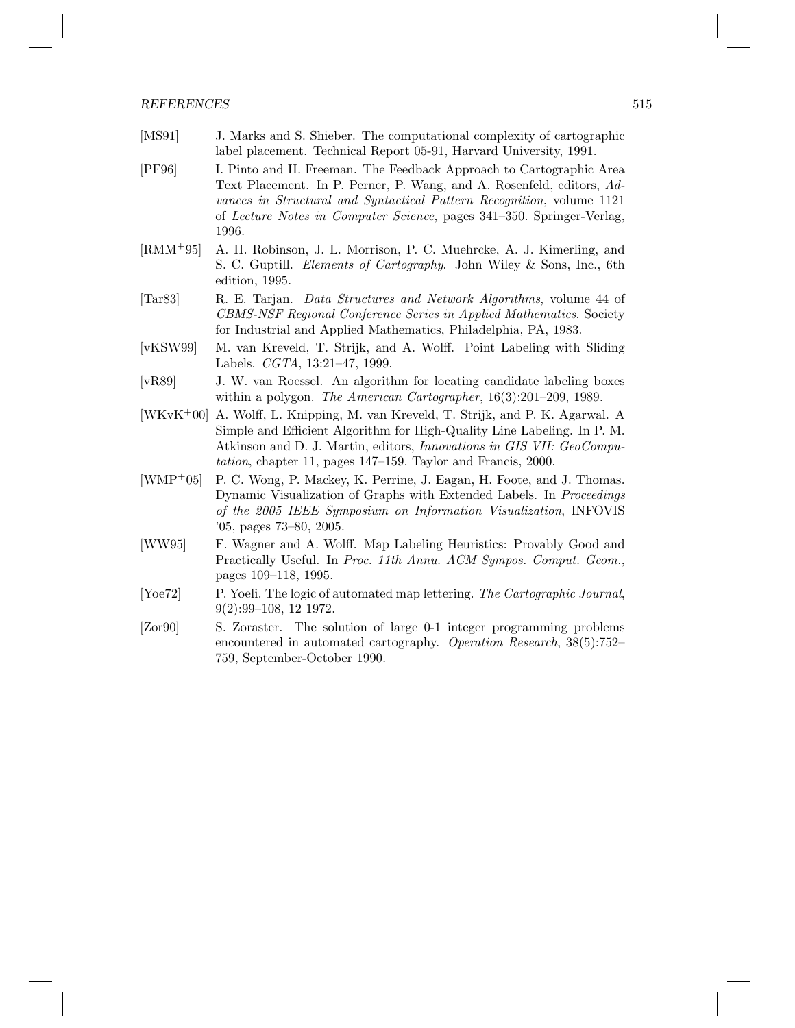[MS91] J. Marks and S. Shieber. The computational complexity of cartographic label placement. Technical Report 05-91, Harvard University, 1991.

[PF96] I. Pinto and H. Freeman. The Feedback Approach to Cartographic Area Text Placement. In P. Perner, P. Wang, and A. Rosenfeld, editors, *Advances in Structural and Syntactical Pattern Recognition*, volume 1121 of *Lecture Notes in Computer Science*, pages 341–350. Springer-Verlag, 1996.

[RMM+95] A. H. Robinson, J. L. Morrison, P. C. Muehrcke, A. J. Kimerling, and S. C. Guptill. *Elements of Cartography*. John Wiley & Sons, Inc., 6th edition, 1995.

[Tar83] R. E. Tarjan. *Data Structures and Network Algorithms*, volume 44 of *CBMS-NSF Regional Conference Series in Applied Mathematics*. Society for Industrial and Applied Mathematics, Philadelphia, PA, 1983.

[vKSW99] M. van Kreveld, T. Strijk, and A. Wolff. Point Labeling with Sliding Labels. *CGTA*, 13:21–47, 1999.

[vR89] J. W. van Roessel. An algorithm for locating candidate labeling boxes within a polygon. *The American Cartographer*, 16(3):201–209, 1989.

[WKvK+00] A. Wolff, L. Knipping, M. van Kreveld, T. Strijk, and P. K. Agarwal. A Simple and Efficient Algorithm for High-Quality Line Labeling. In P. M. Atkinson and D. J. Martin, editors, *Innovations in GIS VII: GeoComputation*, chapter 11, pages 147–159. Taylor and Francis, 2000.

[WMP+05] P. C. Wong, P. Mackey, K. Perrine, J. Eagan, H. Foote, and J. Thomas. Dynamic Visualization of Graphs with Extended Labels. In *Proceedings of the 2005 IEEE Symposium on Information Visualization*, INFOVIS '05, pages 73–80, 2005.

[WW95] F. Wagner and A. Wolff. Map Labeling Heuristics: Provably Good and Practically Useful. In *Proc. 11th Annu. ACM Sympos. Comput. Geom.*, pages 109–118, 1995.

[Yoe72] P. Yoeli. The logic of automated map lettering. *The Cartographic Journal*, 9(2):99–108, 12 1972.

[Zor90] S. Zoraster. The solution of large 0-1 integer programming problems encountered in automated cartography. *Operation Research*, 38(5):752–759, September-October 1990.